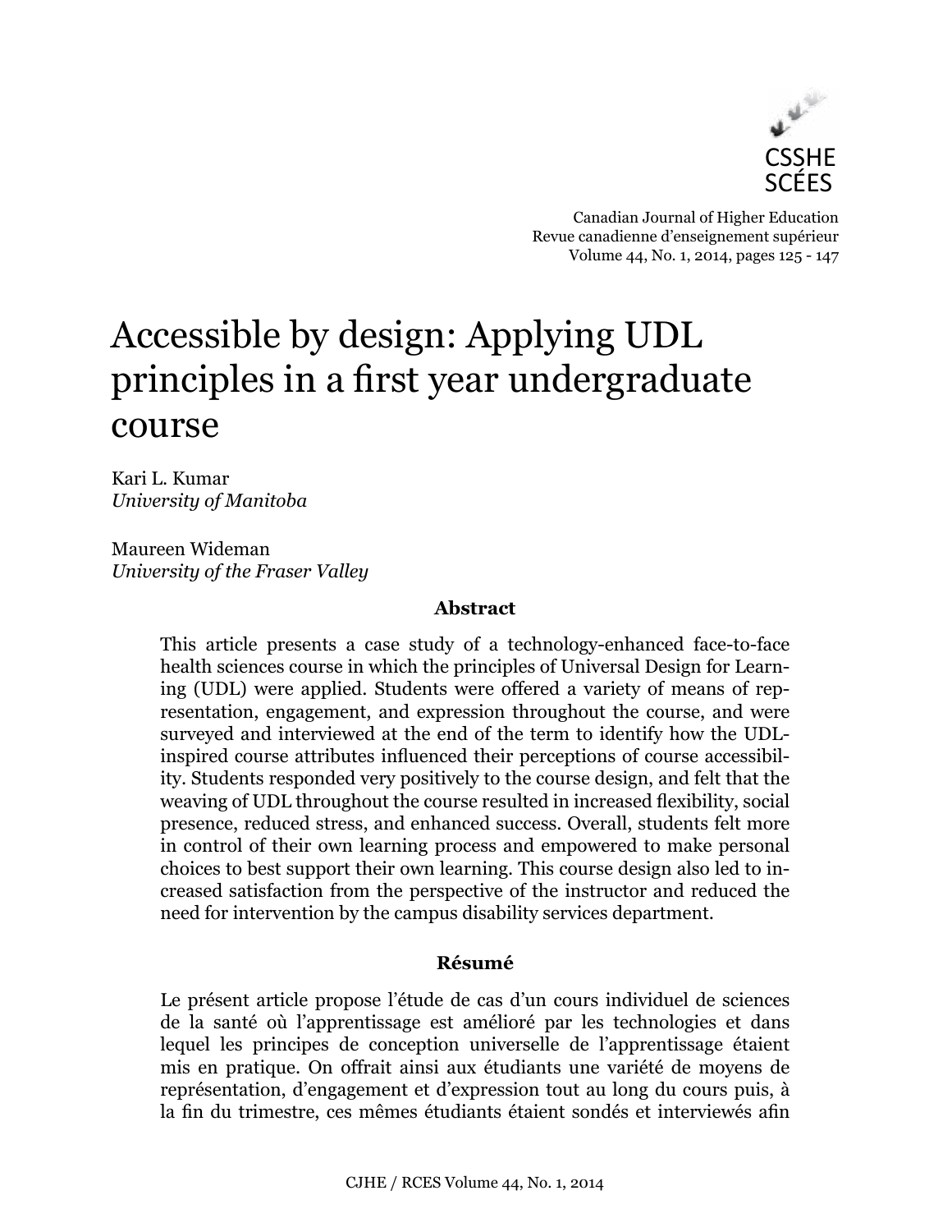CSSHE
SCÉES

Canadian Journal of Higher Education
Revue canadienne d'enseignement supérieur
Volume 44, No. 1, 2014, pages 125 - 147

# Accessible by design: Applying UDL principles in a first year undergraduate course

Kari L. Kumar
*University of Manitoba*

Maureen Wideman
*University of the Fraser Valley*

**Abstract**

This article presents a case study of a technology-enhanced face-to-face health sciences course in which the principles of Universal Design for Learning (UDL) were applied. Students were offered a variety of means of representation, engagement, and expression throughout the course, and were surveyed and interviewed at the end of the term to identify how the UDL-inspired course attributes influenced their perceptions of course accessibility. Students responded very positively to the course design, and felt that the weaving of UDL throughout the course resulted in increased flexibility, social presence, reduced stress, and enhanced success. Overall, students felt more in control of their own learning process and empowered to make personal choices to best support their own learning. This course design also led to increased satisfaction from the perspective of the instructor and reduced the need for intervention by the campus disability services department.

**Résumé**

Le présent article propose l'étude de cas d'un cours individuel de sciences de la santé où l'apprentissage est amélioré par les technologies et dans lequel les principes de conception universelle de l'apprentissage étaient mis en pratique. On offrait ainsi aux étudiants une variété de moyens de représentation, d'engagement et d'expression tout au long du cours puis, à la fin du trimestre, ces mêmes étudiants étaient sondés et interviewés afin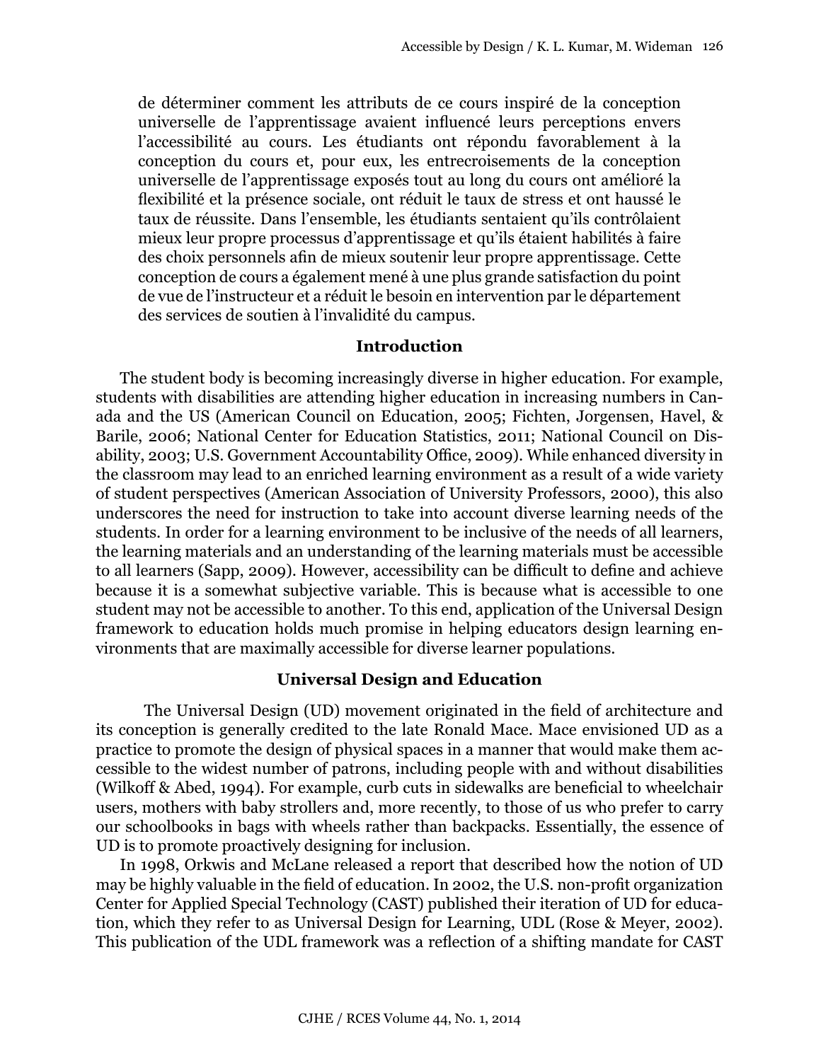de déterminer comment les attributs de ce cours inspiré de la conception universelle de l'apprentissage avaient influencé leurs perceptions envers l'accessibilité au cours. Les étudiants ont répondu favorablement à la conception du cours et, pour eux, les entrecroisements de la conception universelle de l'apprentissage exposés tout au long du cours ont amélioré la flexibilité et la présence sociale, ont réduit le taux de stress et ont haussé le taux de réussite. Dans l'ensemble, les étudiants sentaient qu'ils contrôlaient mieux leur propre processus d'apprentissage et qu'ils étaient habilités à faire des choix personnels afin de mieux soutenir leur propre apprentissage. Cette conception de cours a également mené à une plus grande satisfaction du point de vue de l'instructeur et a réduit le besoin en intervention par le département des services de soutien à l'invalidité du campus.

## Introduction

The student body is becoming increasingly diverse in higher education. For example, students with disabilities are attending higher education in increasing numbers in Canada and the US (American Council on Education, 2005; Fichten, Jorgensen, Havel, & Barile, 2006; National Center for Education Statistics, 2011; National Council on Disability, 2003; U.S. Government Accountability Office, 2009). While enhanced diversity in the classroom may lead to an enriched learning environment as a result of a wide variety of student perspectives (American Association of University Professors, 2000), this also underscores the need for instruction to take into account diverse learning needs of the students. In order for a learning environment to be inclusive of the needs of all learners, the learning materials and an understanding of the learning materials must be accessible to all learners (Sapp, 2009). However, accessibility can be difficult to define and achieve because it is a somewhat subjective variable. This is because what is accessible to one student may not be accessible to another. To this end, application of the Universal Design framework to education holds much promise in helping educators design learning environments that are maximally accessible for diverse learner populations.

## Universal Design and Education

The Universal Design (UD) movement originated in the field of architecture and its conception is generally credited to the late Ronald Mace. Mace envisioned UD as a practice to promote the design of physical spaces in a manner that would make them accessible to the widest number of patrons, including people with and without disabilities (Wilkoff & Abed, 1994). For example, curb cuts in sidewalks are beneficial to wheelchair users, mothers with baby strollers and, more recently, to those of us who prefer to carry our schoolbooks in bags with wheels rather than backpacks. Essentially, the essence of UD is to promote proactively designing for inclusion.

In 1998, Orkwis and McLane released a report that described how the notion of UD may be highly valuable in the field of education. In 2002, the U.S. non-profit organization Center for Applied Special Technology (CAST) published their iteration of UD for education, which they refer to as Universal Design for Learning, UDL (Rose & Meyer, 2002). This publication of the UDL framework was a reflection of a shifting mandate for CAST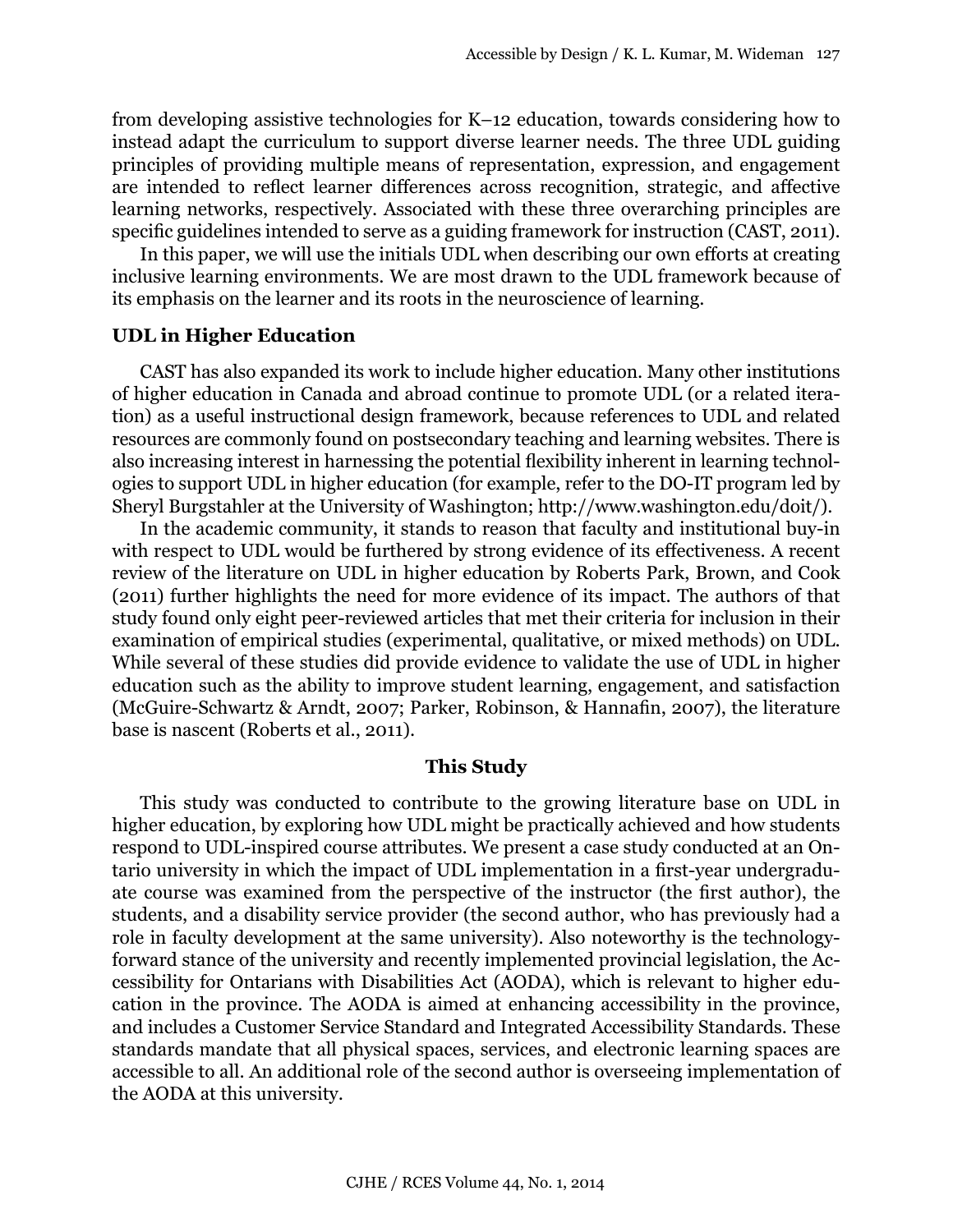from developing assistive technologies for K–12 education, towards considering how to instead adapt the curriculum to support diverse learner needs. The three UDL guiding principles of providing multiple means of representation, expression, and engagement are intended to reflect learner differences across recognition, strategic, and affective learning networks, respectively. Associated with these three overarching principles are specific guidelines intended to serve as a guiding framework for instruction (CAST, 2011).

In this paper, we will use the initials UDL when describing our own efforts at creating inclusive learning environments. We are most drawn to the UDL framework because of its emphasis on the learner and its roots in the neuroscience of learning.

### UDL in Higher Education

CAST has also expanded its work to include higher education. Many other institutions of higher education in Canada and abroad continue to promote UDL (or a related iteration) as a useful instructional design framework, because references to UDL and related resources are commonly found on postsecondary teaching and learning websites. There is also increasing interest in harnessing the potential flexibility inherent in learning technologies to support UDL in higher education (for example, refer to the DO-IT program led by Sheryl Burgstahler at the University of Washington; http://www.washington.edu/doit/).

In the academic community, it stands to reason that faculty and institutional buy-in with respect to UDL would be furthered by strong evidence of its effectiveness. A recent review of the literature on UDL in higher education by Roberts Park, Brown, and Cook (2011) further highlights the need for more evidence of its impact. The authors of that study found only eight peer-reviewed articles that met their criteria for inclusion in their examination of empirical studies (experimental, qualitative, or mixed methods) on UDL. While several of these studies did provide evidence to validate the use of UDL in higher education such as the ability to improve student learning, engagement, and satisfaction (McGuire-Schwartz & Arndt, 2007; Parker, Robinson, & Hannafin, 2007), the literature base is nascent (Roberts et al., 2011).

## This Study

This study was conducted to contribute to the growing literature base on UDL in higher education, by exploring how UDL might be practically achieved and how students respond to UDL-inspired course attributes. We present a case study conducted at an Ontario university in which the impact of UDL implementation in a first-year undergraduate course was examined from the perspective of the instructor (the first author), the students, and a disability service provider (the second author, who has previously had a role in faculty development at the same university). Also noteworthy is the technology-forward stance of the university and recently implemented provincial legislation, the Accessibility for Ontarians with Disabilities Act (AODA), which is relevant to higher education in the province. The AODA is aimed at enhancing accessibility in the province, and includes a Customer Service Standard and Integrated Accessibility Standards. These standards mandate that all physical spaces, services, and electronic learning spaces are accessible to all. An additional role of the second author is overseeing implementation of the AODA at this university.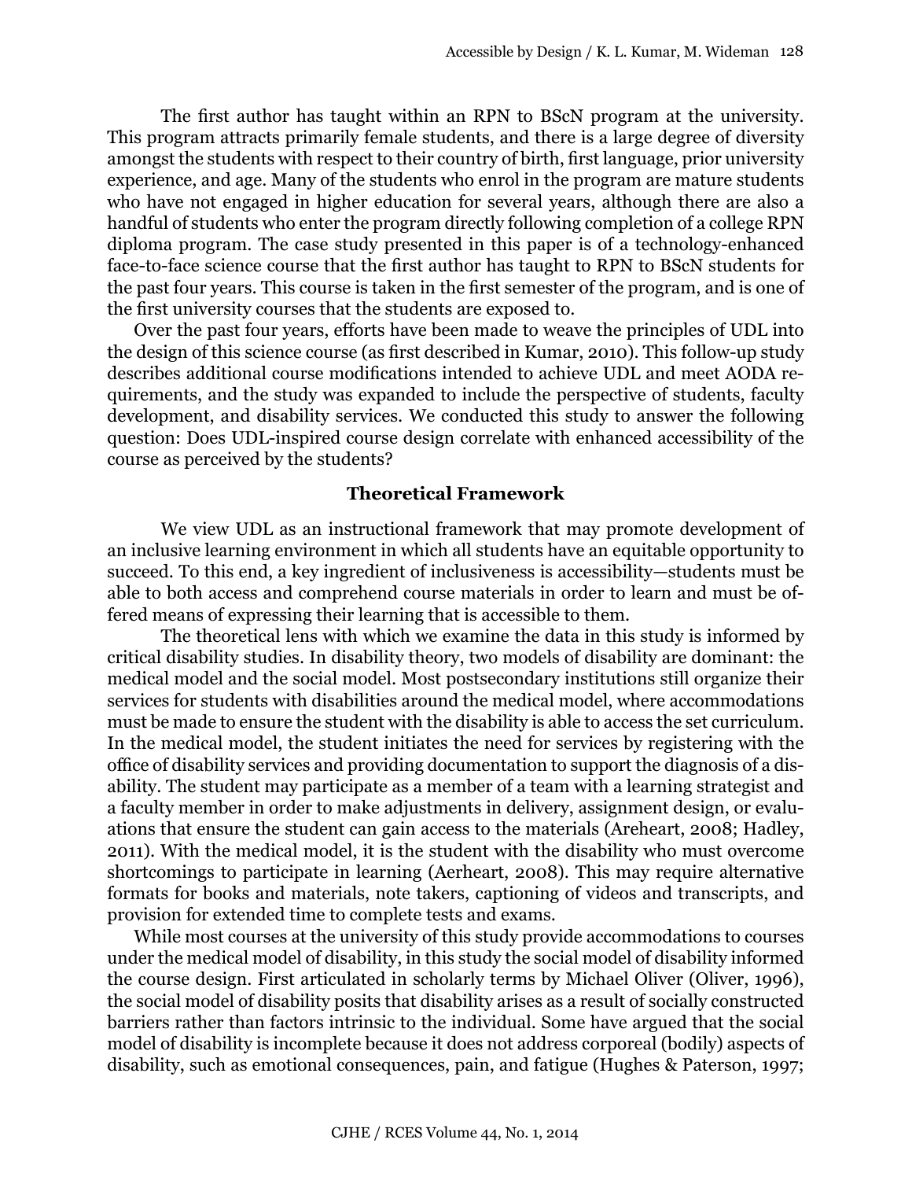The first author has taught within an RPN to BScN program at the university. This program attracts primarily female students, and there is a large degree of diversity amongst the students with respect to their country of birth, first language, prior university experience, and age. Many of the students who enrol in the program are mature students who have not engaged in higher education for several years, although there are also a handful of students who enter the program directly following completion of a college RPN diploma program. The case study presented in this paper is of a technology-enhanced face-to-face science course that the first author has taught to RPN to BScN students for the past four years. This course is taken in the first semester of the program, and is one of the first university courses that the students are exposed to.

Over the past four years, efforts have been made to weave the principles of UDL into the design of this science course (as first described in Kumar, 2010). This follow-up study describes additional course modifications intended to achieve UDL and meet AODA requirements, and the study was expanded to include the perspective of students, faculty development, and disability services. We conducted this study to answer the following question: Does UDL-inspired course design correlate with enhanced accessibility of the course as perceived by the students?

## Theoretical Framework

We view UDL as an instructional framework that may promote development of an inclusive learning environment in which all students have an equitable opportunity to succeed. To this end, a key ingredient of inclusiveness is accessibility—students must be able to both access and comprehend course materials in order to learn and must be offered means of expressing their learning that is accessible to them.

The theoretical lens with which we examine the data in this study is informed by critical disability studies. In disability theory, two models of disability are dominant: the medical model and the social model. Most postsecondary institutions still organize their services for students with disabilities around the medical model, where accommodations must be made to ensure the student with the disability is able to access the set curriculum. In the medical model, the student initiates the need for services by registering with the office of disability services and providing documentation to support the diagnosis of a disability. The student may participate as a member of a team with a learning strategist and a faculty member in order to make adjustments in delivery, assignment design, or evaluations that ensure the student can gain access to the materials (Areheart, 2008; Hadley, 2011). With the medical model, it is the student with the disability who must overcome shortcomings to participate in learning (Aerheart, 2008). This may require alternative formats for books and materials, note takers, captioning of videos and transcripts, and provision for extended time to complete tests and exams.

While most courses at the university of this study provide accommodations to courses under the medical model of disability, in this study the social model of disability informed the course design. First articulated in scholarly terms by Michael Oliver (Oliver, 1996), the social model of disability posits that disability arises as a result of socially constructed barriers rather than factors intrinsic to the individual. Some have argued that the social model of disability is incomplete because it does not address corporeal (bodily) aspects of disability, such as emotional consequences, pain, and fatigue (Hughes & Paterson, 1997;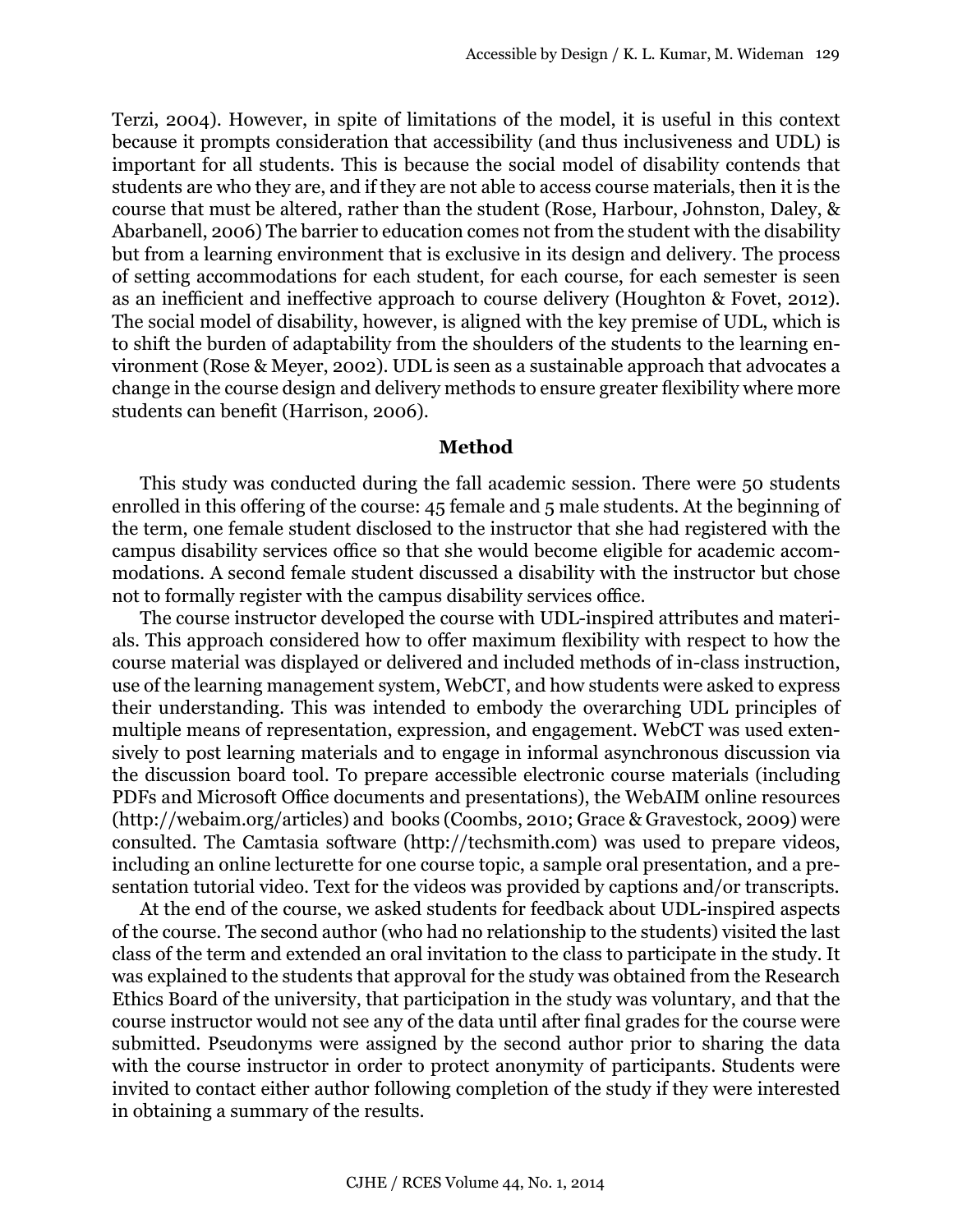Terzi, 2004). However, in spite of limitations of the model, it is useful in this context because it prompts consideration that accessibility (and thus inclusiveness and UDL) is important for all students. This is because the social model of disability contends that students are who they are, and if they are not able to access course materials, then it is the course that must be altered, rather than the student (Rose, Harbour, Johnston, Daley, & Abarbanell, 2006) The barrier to education comes not from the student with the disability but from a learning environment that is exclusive in its design and delivery. The process of setting accommodations for each student, for each course, for each semester is seen as an inefficient and ineffective approach to course delivery (Houghton & Fovet, 2012). The social model of disability, however, is aligned with the key premise of UDL, which is to shift the burden of adaptability from the shoulders of the students to the learning environment (Rose & Meyer, 2002). UDL is seen as a sustainable approach that advocates a change in the course design and delivery methods to ensure greater flexibility where more students can benefit (Harrison, 2006).

## Method

This study was conducted during the fall academic session. There were 50 students enrolled in this offering of the course: 45 female and 5 male students. At the beginning of the term, one female student disclosed to the instructor that she had registered with the campus disability services office so that she would become eligible for academic accommodations. A second female student discussed a disability with the instructor but chose not to formally register with the campus disability services office.

The course instructor developed the course with UDL-inspired attributes and materials. This approach considered how to offer maximum flexibility with respect to how the course material was displayed or delivered and included methods of in-class instruction, use of the learning management system, WebCT, and how students were asked to express their understanding. This was intended to embody the overarching UDL principles of multiple means of representation, expression, and engagement. WebCT was used extensively to post learning materials and to engage in informal asynchronous discussion via the discussion board tool. To prepare accessible electronic course materials (including PDFs and Microsoft Office documents and presentations), the WebAIM online resources (http://webaim.org/articles) and books (Coombs, 2010; Grace & Gravestock, 2009) were consulted. The Camtasia software (http://techsmith.com) was used to prepare videos, including an online lecturette for one course topic, a sample oral presentation, and a presentation tutorial video. Text for the videos was provided by captions and/or transcripts.

At the end of the course, we asked students for feedback about UDL-inspired aspects of the course. The second author (who had no relationship to the students) visited the last class of the term and extended an oral invitation to the class to participate in the study. It was explained to the students that approval for the study was obtained from the Research Ethics Board of the university, that participation in the study was voluntary, and that the course instructor would not see any of the data until after final grades for the course were submitted. Pseudonyms were assigned by the second author prior to sharing the data with the course instructor in order to protect anonymity of participants. Students were invited to contact either author following completion of the study if they were interested in obtaining a summary of the results.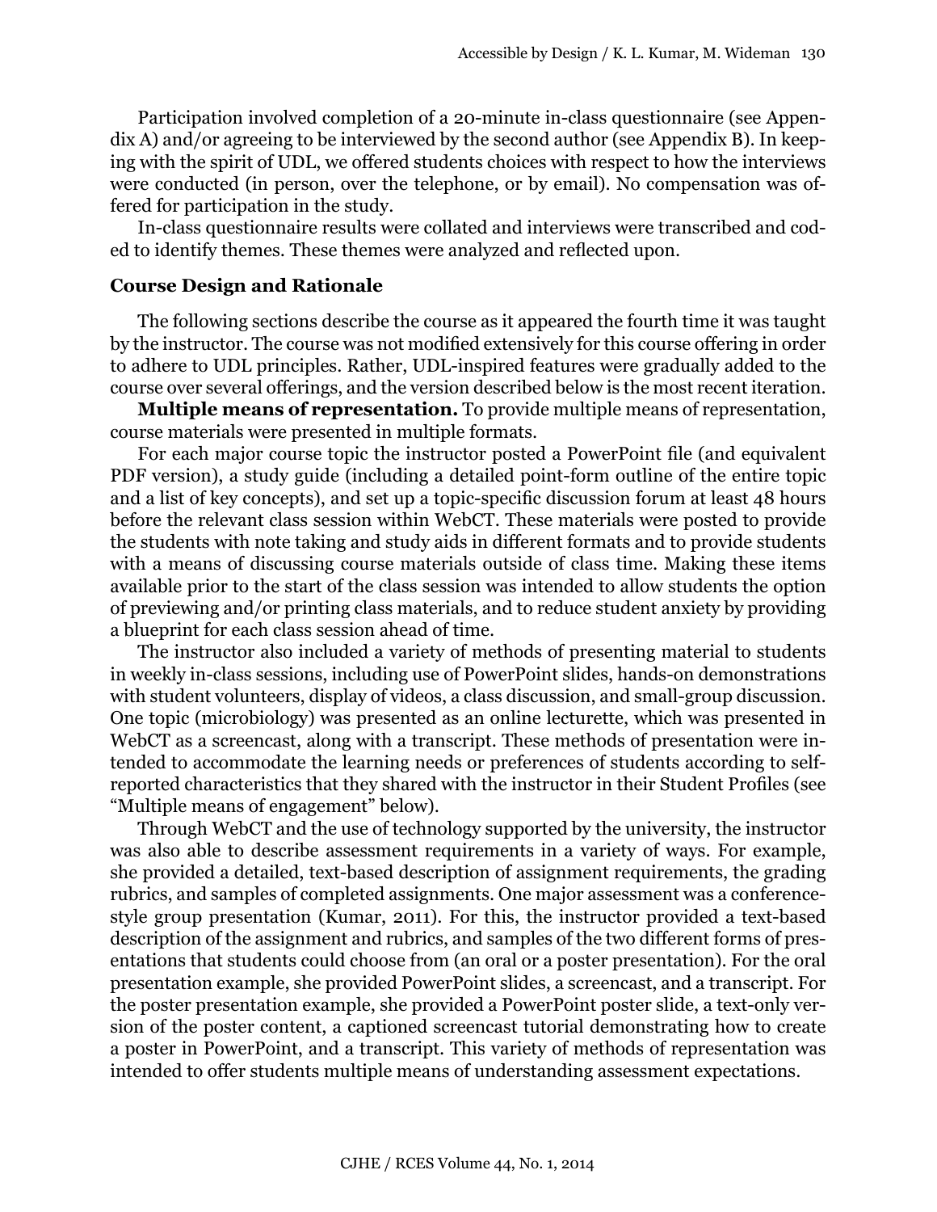Participation involved completion of a 20-minute in-class questionnaire (see Appendix A) and/or agreeing to be interviewed by the second author (see Appendix B). In keeping with the spirit of UDL, we offered students choices with respect to how the interviews were conducted (in person, over the telephone, or by email). No compensation was offered for participation in the study.

In-class questionnaire results were collated and interviews were transcribed and coded to identify themes. These themes were analyzed and reflected upon.

### Course Design and Rationale

The following sections describe the course as it appeared the fourth time it was taught by the instructor. The course was not modified extensively for this course offering in order to adhere to UDL principles. Rather, UDL-inspired features were gradually added to the course over several offerings, and the version described below is the most recent iteration.

**Multiple means of representation.** To provide multiple means of representation, course materials were presented in multiple formats.

For each major course topic the instructor posted a PowerPoint file (and equivalent PDF version), a study guide (including a detailed point-form outline of the entire topic and a list of key concepts), and set up a topic-specific discussion forum at least 48 hours before the relevant class session within WebCT. These materials were posted to provide the students with note taking and study aids in different formats and to provide students with a means of discussing course materials outside of class time. Making these items available prior to the start of the class session was intended to allow students the option of previewing and/or printing class materials, and to reduce student anxiety by providing a blueprint for each class session ahead of time.

The instructor also included a variety of methods of presenting material to students in weekly in-class sessions, including use of PowerPoint slides, hands-on demonstrations with student volunteers, display of videos, a class discussion, and small-group discussion. One topic (microbiology) was presented as an online lecturette, which was presented in WebCT as a screencast, along with a transcript. These methods of presentation were intended to accommodate the learning needs or preferences of students according to self-reported characteristics that they shared with the instructor in their Student Profiles (see "Multiple means of engagement" below).

Through WebCT and the use of technology supported by the university, the instructor was also able to describe assessment requirements in a variety of ways. For example, she provided a detailed, text-based description of assignment requirements, the grading rubrics, and samples of completed assignments. One major assessment was a conference-style group presentation (Kumar, 2011). For this, the instructor provided a text-based description of the assignment and rubrics, and samples of the two different forms of presentations that students could choose from (an oral or a poster presentation). For the oral presentation example, she provided PowerPoint slides, a screencast, and a transcript. For the poster presentation example, she provided a PowerPoint poster slide, a text-only version of the poster content, a captioned screencast tutorial demonstrating how to create a poster in PowerPoint, and a transcript. This variety of methods of representation was intended to offer students multiple means of understanding assessment expectations.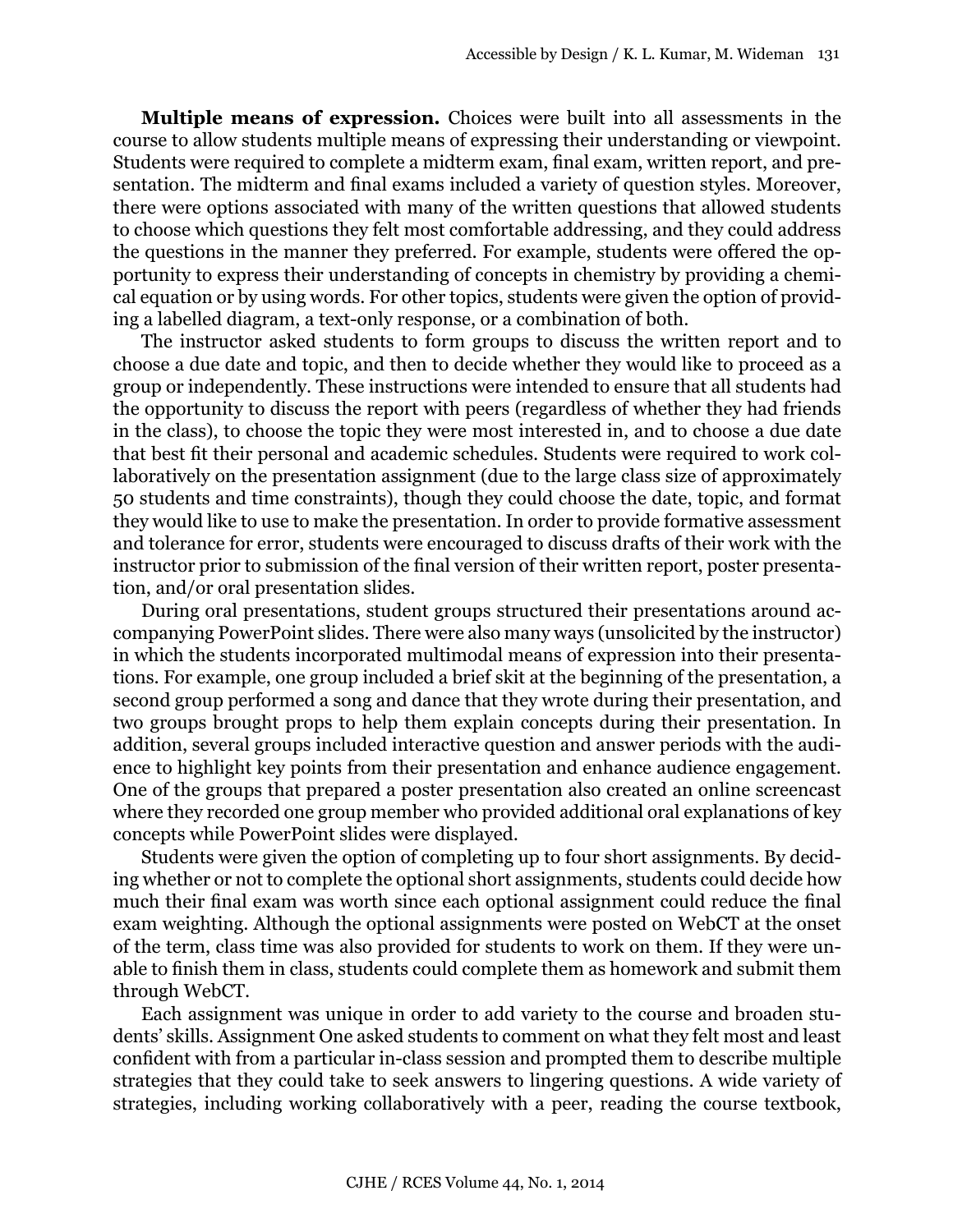**Multiple means of expression.** Choices were built into all assessments in the course to allow students multiple means of expressing their understanding or viewpoint. Students were required to complete a midterm exam, final exam, written report, and presentation. The midterm and final exams included a variety of question styles. Moreover, there were options associated with many of the written questions that allowed students to choose which questions they felt most comfortable addressing, and they could address the questions in the manner they preferred. For example, students were offered the opportunity to express their understanding of concepts in chemistry by providing a chemical equation or by using words. For other topics, students were given the option of providing a labelled diagram, a text-only response, or a combination of both.

The instructor asked students to form groups to discuss the written report and to choose a due date and topic, and then to decide whether they would like to proceed as a group or independently. These instructions were intended to ensure that all students had the opportunity to discuss the report with peers (regardless of whether they had friends in the class), to choose the topic they were most interested in, and to choose a due date that best fit their personal and academic schedules. Students were required to work collaboratively on the presentation assignment (due to the large class size of approximately 50 students and time constraints), though they could choose the date, topic, and format they would like to use to make the presentation. In order to provide formative assessment and tolerance for error, students were encouraged to discuss drafts of their work with the instructor prior to submission of the final version of their written report, poster presentation, and/or oral presentation slides.

During oral presentations, student groups structured their presentations around accompanying PowerPoint slides. There were also many ways (unsolicited by the instructor) in which the students incorporated multimodal means of expression into their presentations. For example, one group included a brief skit at the beginning of the presentation, a second group performed a song and dance that they wrote during their presentation, and two groups brought props to help them explain concepts during their presentation. In addition, several groups included interactive question and answer periods with the audience to highlight key points from their presentation and enhance audience engagement. One of the groups that prepared a poster presentation also created an online screencast where they recorded one group member who provided additional oral explanations of key concepts while PowerPoint slides were displayed.

Students were given the option of completing up to four short assignments. By deciding whether or not to complete the optional short assignments, students could decide how much their final exam was worth since each optional assignment could reduce the final exam weighting. Although the optional assignments were posted on WebCT at the onset of the term, class time was also provided for students to work on them. If they were unable to finish them in class, students could complete them as homework and submit them through WebCT.

Each assignment was unique in order to add variety to the course and broaden students' skills. Assignment One asked students to comment on what they felt most and least confident with from a particular in-class session and prompted them to describe multiple strategies that they could take to seek answers to lingering questions. A wide variety of strategies, including working collaboratively with a peer, reading the course textbook,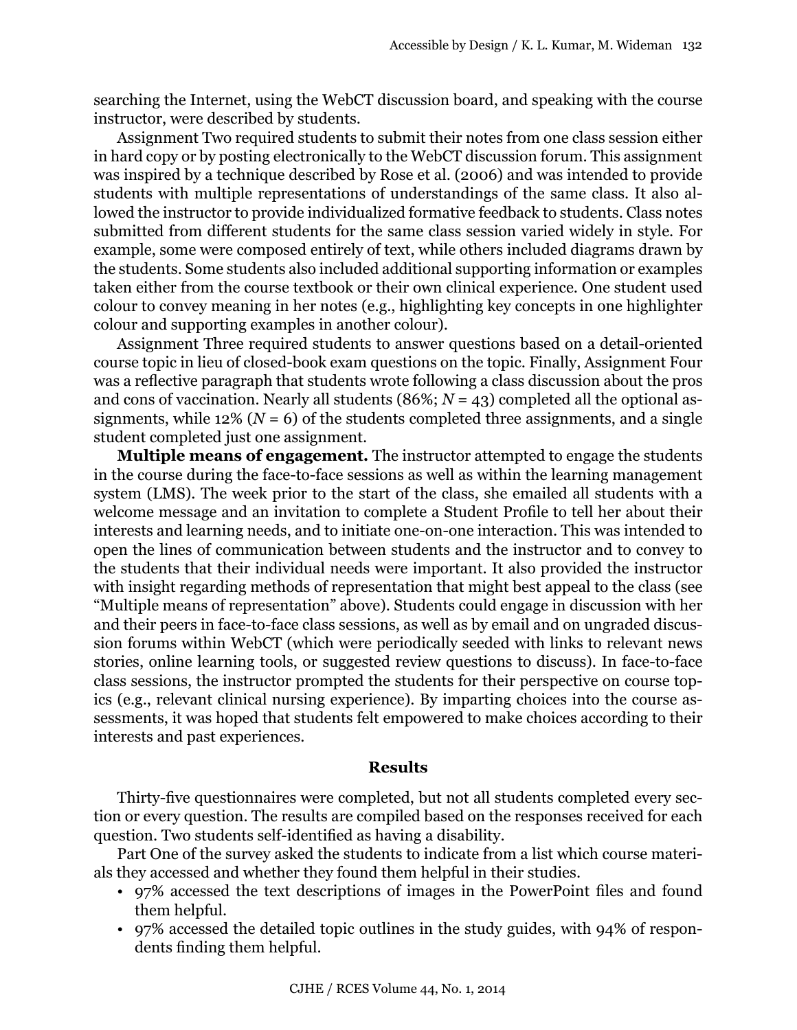searching the Internet, using the WebCT discussion board, and speaking with the course instructor, were described by students.

Assignment Two required students to submit their notes from one class session either in hard copy or by posting electronically to the WebCT discussion forum. This assignment was inspired by a technique described by Rose et al. (2006) and was intended to provide students with multiple representations of understandings of the same class. It also allowed the instructor to provide individualized formative feedback to students. Class notes submitted from different students for the same class session varied widely in style. For example, some were composed entirely of text, while others included diagrams drawn by the students. Some students also included additional supporting information or examples taken either from the course textbook or their own clinical experience. One student used colour to convey meaning in her notes (e.g., highlighting key concepts in one highlighter colour and supporting examples in another colour).

Assignment Three required students to answer questions based on a detail-oriented course topic in lieu of closed-book exam questions on the topic. Finally, Assignment Four was a reflective paragraph that students wrote following a class discussion about the pros and cons of vaccination. Nearly all students (86%; $N = 43$) completed all the optional assignments, while 12% ($N = 6$) of the students completed three assignments, and a single student completed just one assignment.

**Multiple means of engagement.** The instructor attempted to engage the students in the course during the face-to-face sessions as well as within the learning management system (LMS). The week prior to the start of the class, she emailed all students with a welcome message and an invitation to complete a Student Profile to tell her about their interests and learning needs, and to initiate one-on-one interaction. This was intended to open the lines of communication between students and the instructor and to convey to the students that their individual needs were important. It also provided the instructor with insight regarding methods of representation that might best appeal to the class (see "Multiple means of representation" above). Students could engage in discussion with her and their peers in face-to-face class sessions, as well as by email and on ungraded discussion forums within WebCT (which were periodically seeded with links to relevant news stories, online learning tools, or suggested review questions to discuss). In face-to-face class sessions, the instructor prompted the students for their perspective on course topics (e.g., relevant clinical nursing experience). By imparting choices into the course assessments, it was hoped that students felt empowered to make choices according to their interests and past experiences.

## Results

Thirty-five questionnaires were completed, but not all students completed every section or every question. The results are compiled based on the responses received for each question. Two students self-identified as having a disability.

Part One of the survey asked the students to indicate from a list which course materials they accessed and whether they found them helpful in their studies.

- 97% accessed the text descriptions of images in the PowerPoint files and found them helpful.
- 97% accessed the detailed topic outlines in the study guides, with 94% of respondents finding them helpful.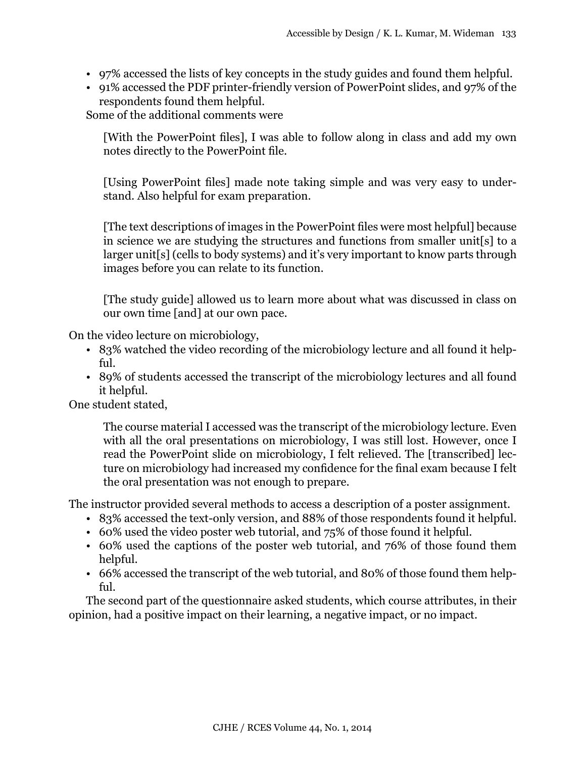- 97% accessed the lists of key concepts in the study guides and found them helpful.
- 91% accessed the PDF printer-friendly version of PowerPoint slides, and 97% of the respondents found them helpful.

Some of the additional comments were

> [With the PowerPoint files], I was able to follow along in class and add my own notes directly to the PowerPoint file.
>
> [Using PowerPoint files] made note taking simple and was very easy to understand. Also helpful for exam preparation.
>
> [The text descriptions of images in the PowerPoint files were most helpful] because in science we are studying the structures and functions from smaller unit[s] to a larger unit[s] (cells to body systems) and it's very important to know parts through images before you can relate to its function.
>
> [The study guide] allowed us to learn more about what was discussed in class on our own time [and] at our own pace.

On the video lecture on microbiology,

- 83% watched the video recording of the microbiology lecture and all found it helpful.
- 89% of students accessed the transcript of the microbiology lectures and all found it helpful.

One student stated,

> The course material I accessed was the transcript of the microbiology lecture. Even with all the oral presentations on microbiology, I was still lost. However, once I read the PowerPoint slide on microbiology, I felt relieved. The [transcribed] lecture on microbiology had increased my confidence for the final exam because I felt the oral presentation was not enough to prepare.

The instructor provided several methods to access a description of a poster assignment.

- 83% accessed the text-only version, and 88% of those respondents found it helpful.
- 60% used the video poster web tutorial, and 75% of those found it helpful.
- 60% used the captions of the poster web tutorial, and 76% of those found them helpful.
- 66% accessed the transcript of the web tutorial, and 80% of those found them helpful.

The second part of the questionnaire asked students, which course attributes, in their opinion, had a positive impact on their learning, a negative impact, or no impact.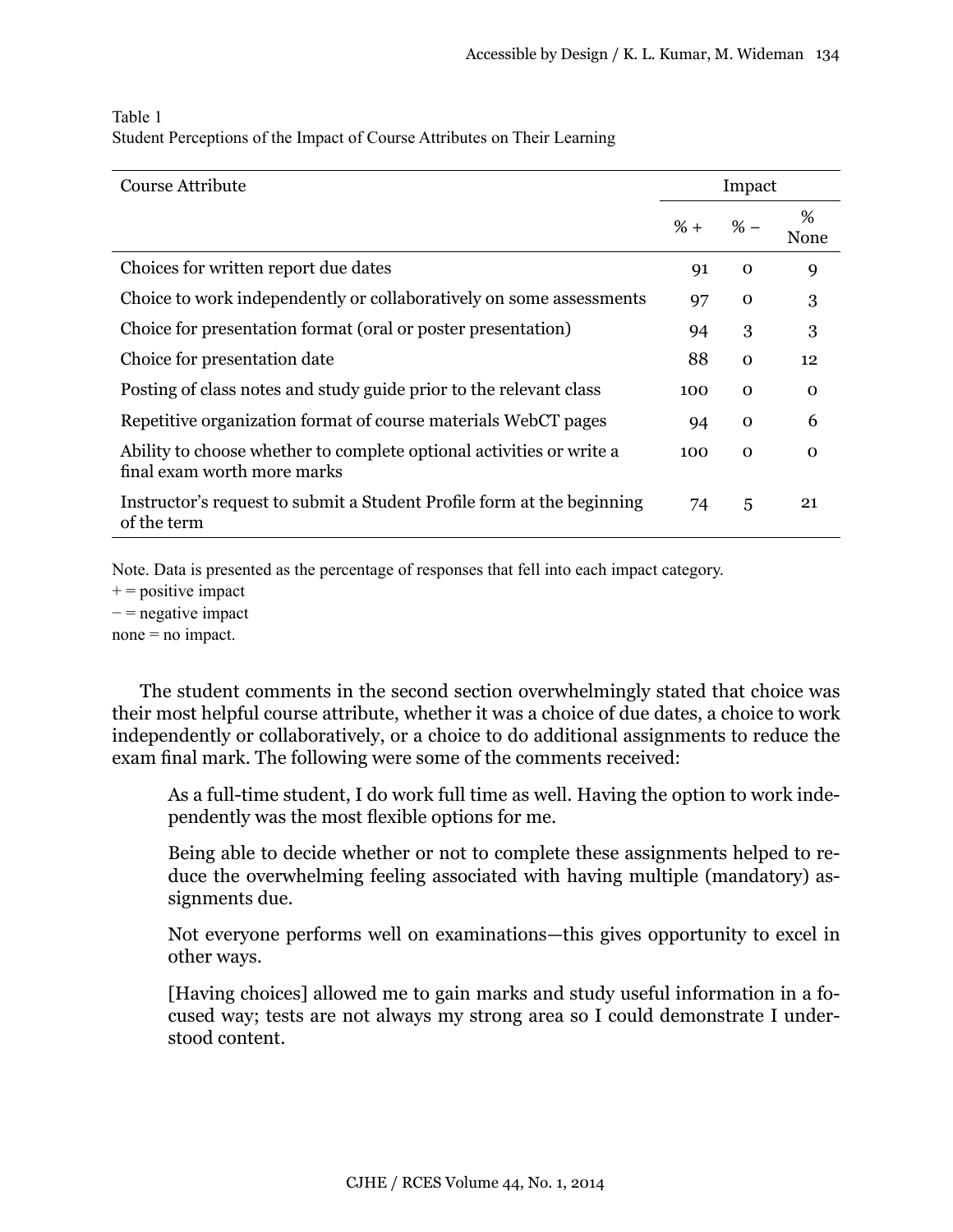Table 1
Student Perceptions of the Impact of Course Attributes on Their Learning

| Course Attribute | Impact | | |
|---|---|---|---|
| | % + | % – | % None |
| Choices for written report due dates | 91 | 0 | 9 |
| Choice to work independently or collaboratively on some assessments | 97 | 0 | 3 |
| Choice for presentation format (oral or poster presentation) | 94 | 3 | 3 |
| Choice for presentation date | 88 | 0 | 12 |
| Posting of class notes and study guide prior to the relevant class | 100 | 0 | 0 |
| Repetitive organization format of course materials WebCT pages | 94 | 0 | 6 |
| Ability to choose whether to complete optional activities or write a final exam worth more marks | 100 | 0 | 0 |
| Instructor's request to submit a Student Profile form at the beginning of the term | 74 | 5 | 21 |

Note. Data is presented as the percentage of responses that fell into each impact category.
+ = positive impact
− = negative impact
none = no impact.

The student comments in the second section overwhelmingly stated that choice was their most helpful course attribute, whether it was a choice of due dates, a choice to work independently or collaboratively, or a choice to do additional assignments to reduce the exam final mark. The following were some of the comments received:

> As a full-time student, I do work full time as well. Having the option to work independently was the most flexible options for me.
>
> Being able to decide whether or not to complete these assignments helped to reduce the overwhelming feeling associated with having multiple (mandatory) assignments due.
>
> Not everyone performs well on examinations—this gives opportunity to excel in other ways.
>
> [Having choices] allowed me to gain marks and study useful information in a focused way; tests are not always my strong area so I could demonstrate I understood content.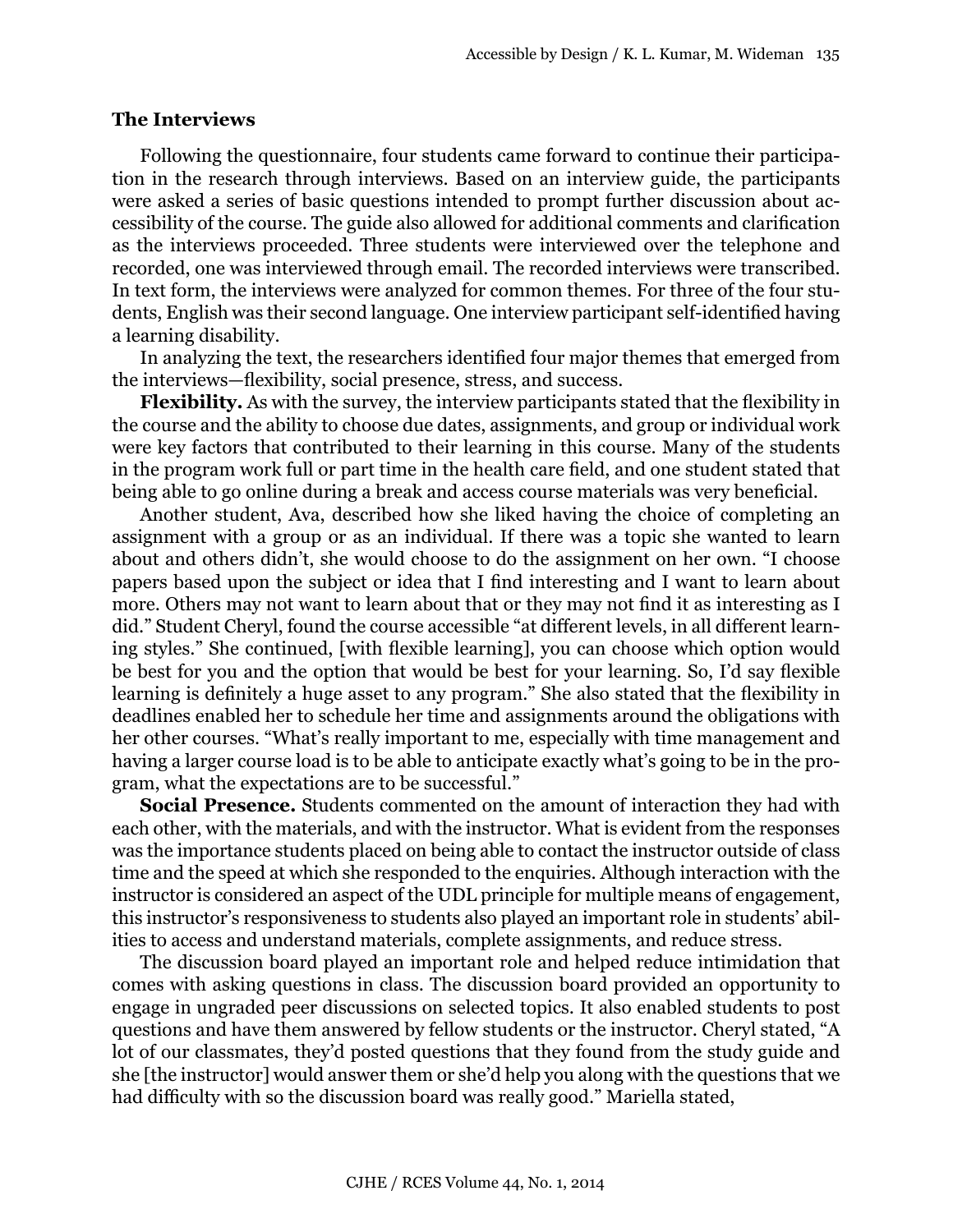### The Interviews

Following the questionnaire, four students came forward to continue their participation in the research through interviews. Based on an interview guide, the participants were asked a series of basic questions intended to prompt further discussion about accessibility of the course. The guide also allowed for additional comments and clarification as the interviews proceeded. Three students were interviewed over the telephone and recorded, one was interviewed through email. The recorded interviews were transcribed. In text form, the interviews were analyzed for common themes. For three of the four students, English was their second language. One interview participant self-identified having a learning disability.

In analyzing the text, the researchers identified four major themes that emerged from the interviews—flexibility, social presence, stress, and success.

**Flexibility.** As with the survey, the interview participants stated that the flexibility in the course and the ability to choose due dates, assignments, and group or individual work were key factors that contributed to their learning in this course. Many of the students in the program work full or part time in the health care field, and one student stated that being able to go online during a break and access course materials was very beneficial.

Another student, Ava, described how she liked having the choice of completing an assignment with a group or as an individual. If there was a topic she wanted to learn about and others didn't, she would choose to do the assignment on her own. "I choose papers based upon the subject or idea that I find interesting and I want to learn about more. Others may not want to learn about that or they may not find it as interesting as I did." Student Cheryl, found the course accessible "at different levels, in all different learning styles." She continued, [with flexible learning], you can choose which option would be best for you and the option that would be best for your learning. So, I'd say flexible learning is definitely a huge asset to any program." She also stated that the flexibility in deadlines enabled her to schedule her time and assignments around the obligations with her other courses. "What's really important to me, especially with time management and having a larger course load is to be able to anticipate exactly what's going to be in the program, what the expectations are to be successful."

**Social Presence.** Students commented on the amount of interaction they had with each other, with the materials, and with the instructor. What is evident from the responses was the importance students placed on being able to contact the instructor outside of class time and the speed at which she responded to the enquiries. Although interaction with the instructor is considered an aspect of the UDL principle for multiple means of engagement, this instructor's responsiveness to students also played an important role in students' abilities to access and understand materials, complete assignments, and reduce stress.

The discussion board played an important role and helped reduce intimidation that comes with asking questions in class. The discussion board provided an opportunity to engage in ungraded peer discussions on selected topics. It also enabled students to post questions and have them answered by fellow students or the instructor. Cheryl stated, "A lot of our classmates, they'd posted questions that they found from the study guide and she [the instructor] would answer them or she'd help you along with the questions that we had difficulty with so the discussion board was really good." Mariella stated,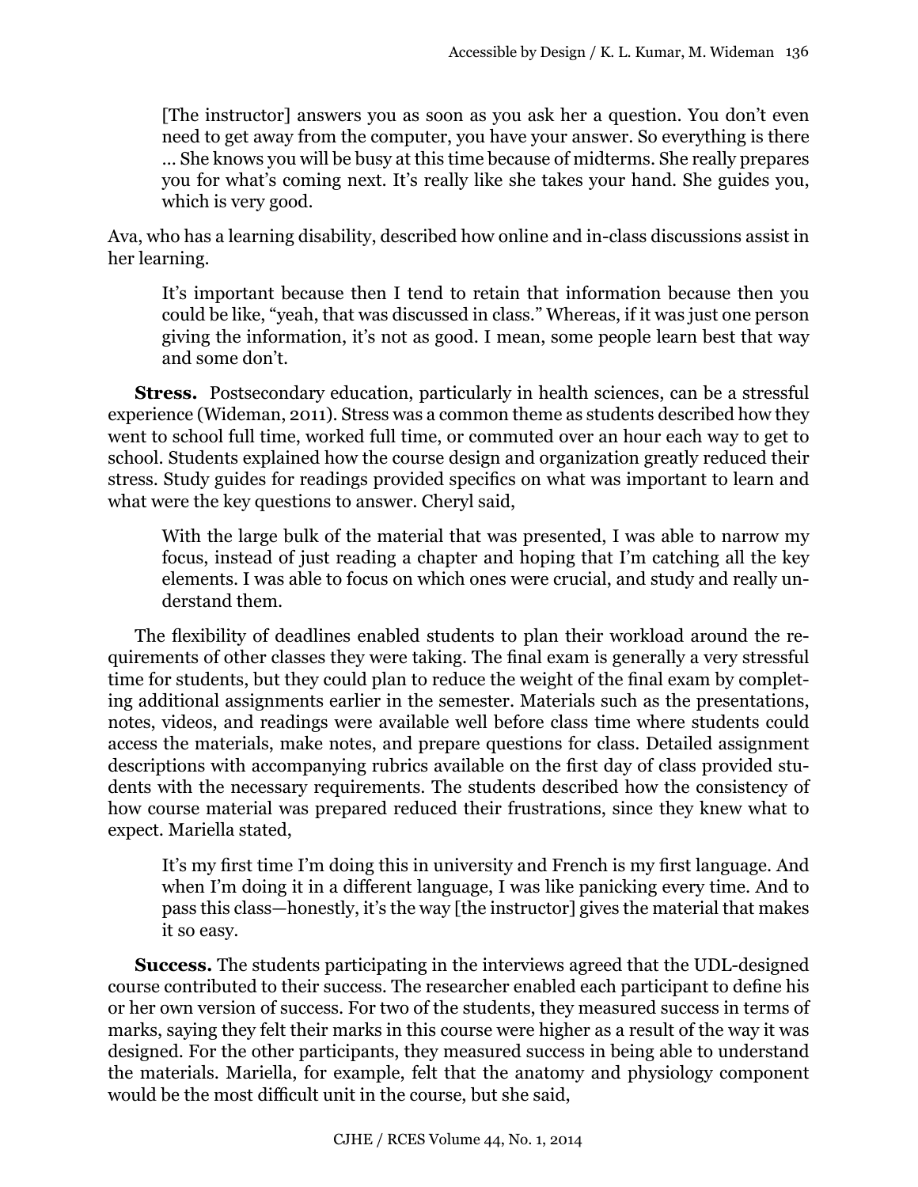> [The instructor] answers you as soon as you ask her a question. You don't even need to get away from the computer, you have your answer. So everything is there … She knows you will be busy at this time because of midterms. She really prepares you for what's coming next. It's really like she takes your hand. She guides you, which is very good.

Ava, who has a learning disability, described how online and in-class discussions assist in her learning.

> It's important because then I tend to retain that information because then you could be like, "yeah, that was discussed in class." Whereas, if it was just one person giving the information, it's not as good. I mean, some people learn best that way and some don't.

**Stress.** Postsecondary education, particularly in health sciences, can be a stressful experience (Wideman, 2011). Stress was a common theme as students described how they went to school full time, worked full time, or commuted over an hour each way to get to school. Students explained how the course design and organization greatly reduced their stress. Study guides for readings provided specifics on what was important to learn and what were the key questions to answer. Cheryl said,

> With the large bulk of the material that was presented, I was able to narrow my focus, instead of just reading a chapter and hoping that I'm catching all the key elements. I was able to focus on which ones were crucial, and study and really understand them.

The flexibility of deadlines enabled students to plan their workload around the requirements of other classes they were taking. The final exam is generally a very stressful time for students, but they could plan to reduce the weight of the final exam by completing additional assignments earlier in the semester. Materials such as the presentations, notes, videos, and readings were available well before class time where students could access the materials, make notes, and prepare questions for class. Detailed assignment descriptions with accompanying rubrics available on the first day of class provided students with the necessary requirements. The students described how the consistency of how course material was prepared reduced their frustrations, since they knew what to expect. Mariella stated,

> It's my first time I'm doing this in university and French is my first language. And when I'm doing it in a different language, I was like panicking every time. And to pass this class—honestly, it's the way [the instructor] gives the material that makes it so easy.

**Success.** The students participating in the interviews agreed that the UDL-designed course contributed to their success. The researcher enabled each participant to define his or her own version of success. For two of the students, they measured success in terms of marks, saying they felt their marks in this course were higher as a result of the way it was designed. For the other participants, they measured success in being able to understand the materials. Mariella, for example, felt that the anatomy and physiology component would be the most difficult unit in the course, but she said,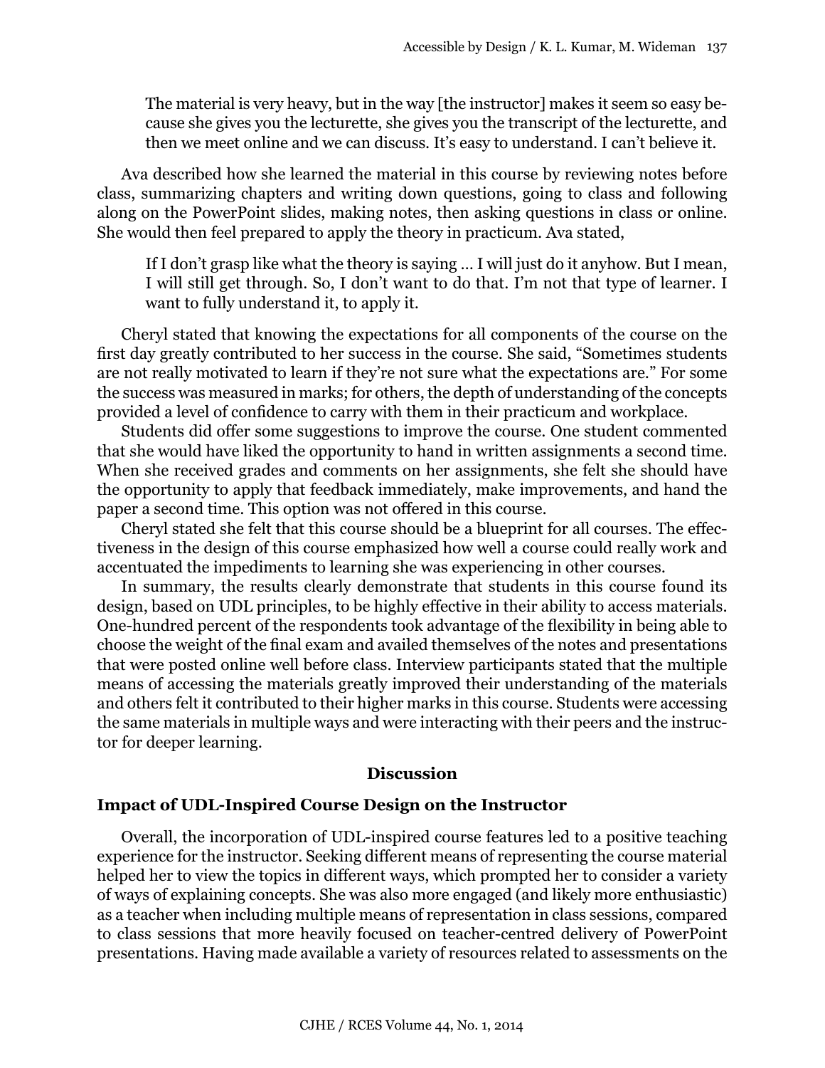> The material is very heavy, but in the way [the instructor] makes it seem so easy because she gives you the lecturette, she gives you the transcript of the lecturette, and then we meet online and we can discuss. It's easy to understand. I can't believe it.

Ava described how she learned the material in this course by reviewing notes before class, summarizing chapters and writing down questions, going to class and following along on the PowerPoint slides, making notes, then asking questions in class or online. She would then feel prepared to apply the theory in practicum. Ava stated,

> If I don't grasp like what the theory is saying … I will just do it anyhow. But I mean, I will still get through. So, I don't want to do that. I'm not that type of learner. I want to fully understand it, to apply it.

Cheryl stated that knowing the expectations for all components of the course on the first day greatly contributed to her success in the course. She said, "Sometimes students are not really motivated to learn if they're not sure what the expectations are." For some the success was measured in marks; for others, the depth of understanding of the concepts provided a level of confidence to carry with them in their practicum and workplace.

Students did offer some suggestions to improve the course. One student commented that she would have liked the opportunity to hand in written assignments a second time. When she received grades and comments on her assignments, she felt she should have the opportunity to apply that feedback immediately, make improvements, and hand the paper a second time. This option was not offered in this course.

Cheryl stated she felt that this course should be a blueprint for all courses. The effectiveness in the design of this course emphasized how well a course could really work and accentuated the impediments to learning she was experiencing in other courses.

In summary, the results clearly demonstrate that students in this course found its design, based on UDL principles, to be highly effective in their ability to access materials. One-hundred percent of the respondents took advantage of the flexibility in being able to choose the weight of the final exam and availed themselves of the notes and presentations that were posted online well before class. Interview participants stated that the multiple means of accessing the materials greatly improved their understanding of the materials and others felt it contributed to their higher marks in this course. Students were accessing the same materials in multiple ways and were interacting with their peers and the instructor for deeper learning.

## Discussion

### Impact of UDL-Inspired Course Design on the Instructor

Overall, the incorporation of UDL-inspired course features led to a positive teaching experience for the instructor. Seeking different means of representing the course material helped her to view the topics in different ways, which prompted her to consider a variety of ways of explaining concepts. She was also more engaged (and likely more enthusiastic) as a teacher when including multiple means of representation in class sessions, compared to class sessions that more heavily focused on teacher-centred delivery of PowerPoint presentations. Having made available a variety of resources related to assessments on the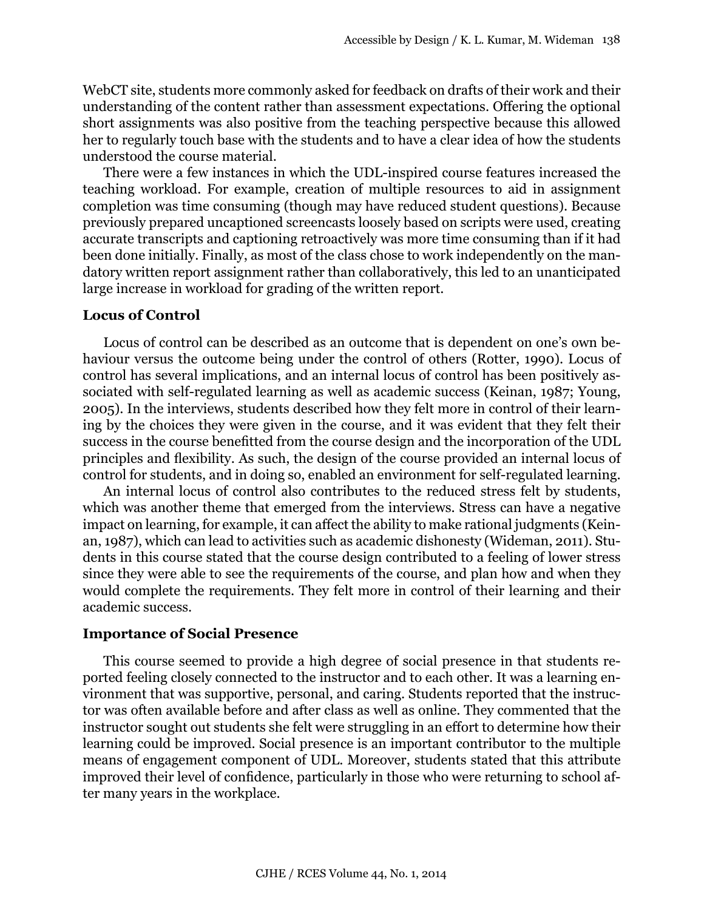WebCT site, students more commonly asked for feedback on drafts of their work and their understanding of the content rather than assessment expectations. Offering the optional short assignments was also positive from the teaching perspective because this allowed her to regularly touch base with the students and to have a clear idea of how the students understood the course material.

There were a few instances in which the UDL-inspired course features increased the teaching workload. For example, creation of multiple resources to aid in assignment completion was time consuming (though may have reduced student questions). Because previously prepared uncaptioned screencasts loosely based on scripts were used, creating accurate transcripts and captioning retroactively was more time consuming than if it had been done initially. Finally, as most of the class chose to work independently on the mandatory written report assignment rather than collaboratively, this led to an unanticipated large increase in workload for grading of the written report.

### Locus of Control

Locus of control can be described as an outcome that is dependent on one's own behaviour versus the outcome being under the control of others (Rotter, 1990). Locus of control has several implications, and an internal locus of control has been positively associated with self-regulated learning as well as academic success (Keinan, 1987; Young, 2005). In the interviews, students described how they felt more in control of their learning by the choices they were given in the course, and it was evident that they felt their success in the course benefitted from the course design and the incorporation of the UDL principles and flexibility. As such, the design of the course provided an internal locus of control for students, and in doing so, enabled an environment for self-regulated learning.

An internal locus of control also contributes to the reduced stress felt by students, which was another theme that emerged from the interviews. Stress can have a negative impact on learning, for example, it can affect the ability to make rational judgments (Keinan, 1987), which can lead to activities such as academic dishonesty (Wideman, 2011). Students in this course stated that the course design contributed to a feeling of lower stress since they were able to see the requirements of the course, and plan how and when they would complete the requirements. They felt more in control of their learning and their academic success.

### Importance of Social Presence

This course seemed to provide a high degree of social presence in that students reported feeling closely connected to the instructor and to each other. It was a learning environment that was supportive, personal, and caring. Students reported that the instructor was often available before and after class as well as online. They commented that the instructor sought out students she felt were struggling in an effort to determine how their learning could be improved. Social presence is an important contributor to the multiple means of engagement component of UDL. Moreover, students stated that this attribute improved their level of confidence, particularly in those who were returning to school after many years in the workplace.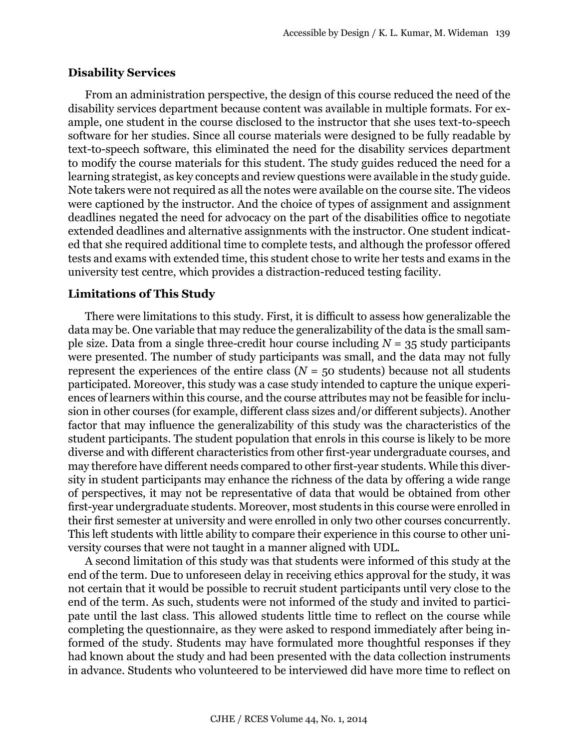### Disability Services

From an administration perspective, the design of this course reduced the need of the disability services department because content was available in multiple formats. For example, one student in the course disclosed to the instructor that she uses text-to-speech software for her studies. Since all course materials were designed to be fully readable by text-to-speech software, this eliminated the need for the disability services department to modify the course materials for this student. The study guides reduced the need for a learning strategist, as key concepts and review questions were available in the study guide. Note takers were not required as all the notes were available on the course site. The videos were captioned by the instructor. And the choice of types of assignment and assignment deadlines negated the need for advocacy on the part of the disabilities office to negotiate extended deadlines and alternative assignments with the instructor. One student indicated that she required additional time to complete tests, and although the professor offered tests and exams with extended time, this student chose to write her tests and exams in the university test centre, which provides a distraction-reduced testing facility.

### Limitations of This Study

There were limitations to this study. First, it is difficult to assess how generalizable the data may be. One variable that may reduce the generalizability of the data is the small sample size. Data from a single three-credit hour course including $N = 35$ study participants were presented. The number of study participants was small, and the data may not fully represent the experiences of the entire class ($N = 50$ students) because not all students participated. Moreover, this study was a case study intended to capture the unique experiences of learners within this course, and the course attributes may not be feasible for inclusion in other courses (for example, different class sizes and/or different subjects). Another factor that may influence the generalizability of this study was the characteristics of the student participants. The student population that enrols in this course is likely to be more diverse and with different characteristics from other first-year undergraduate courses, and may therefore have different needs compared to other first-year students. While this diversity in student participants may enhance the richness of the data by offering a wide range of perspectives, it may not be representative of data that would be obtained from other first-year undergraduate students. Moreover, most students in this course were enrolled in their first semester at university and were enrolled in only two other courses concurrently. This left students with little ability to compare their experience in this course to other university courses that were not taught in a manner aligned with UDL.

A second limitation of this study was that students were informed of this study at the end of the term. Due to unforeseen delay in receiving ethics approval for the study, it was not certain that it would be possible to recruit student participants until very close to the end of the term. As such, students were not informed of the study and invited to participate until the last class. This allowed students little time to reflect on the course while completing the questionnaire, as they were asked to respond immediately after being informed of the study. Students may have formulated more thoughtful responses if they had known about the study and had been presented with the data collection instruments in advance. Students who volunteered to be interviewed did have more time to reflect on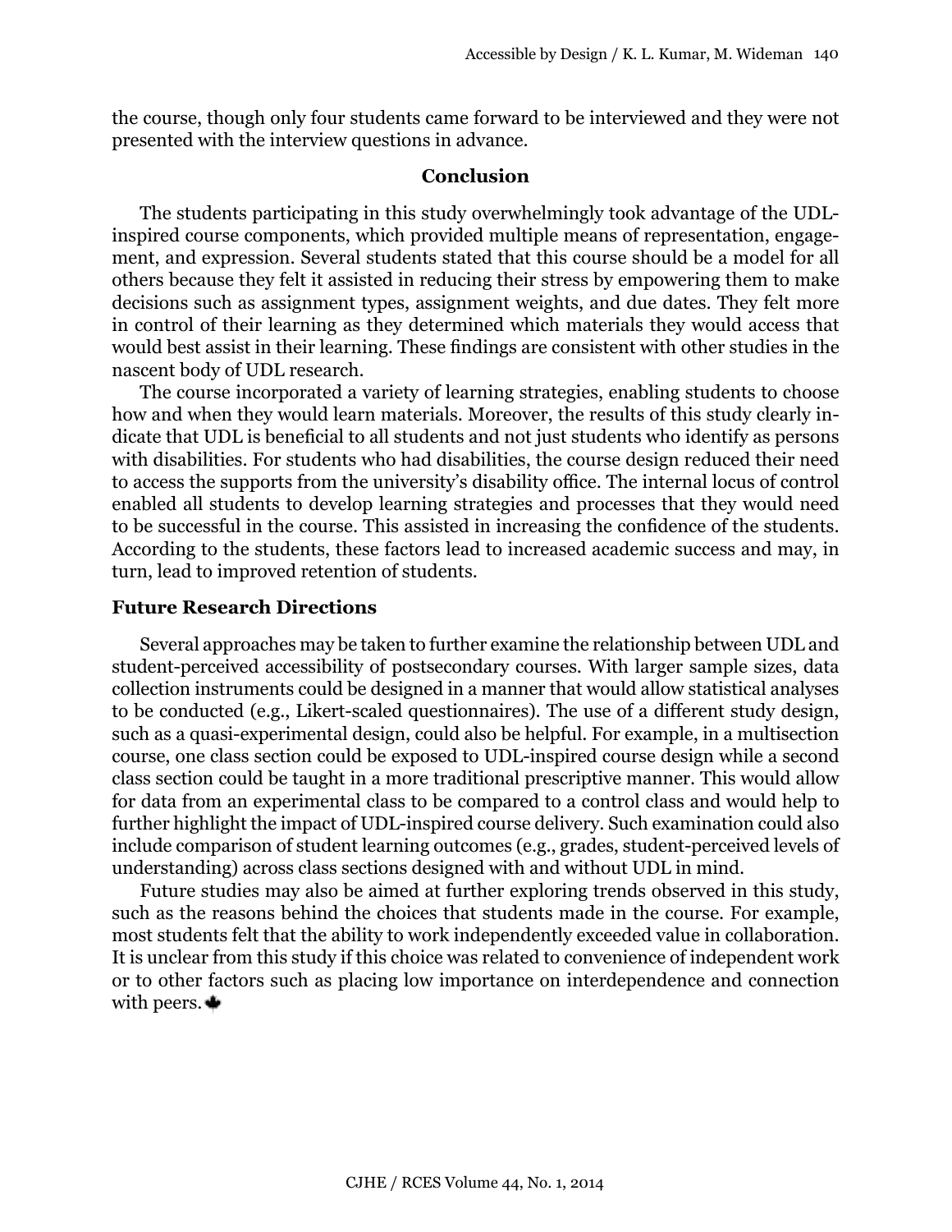the course, though only four students came forward to be interviewed and they were not presented with the interview questions in advance.

## Conclusion

The students participating in this study overwhelmingly took advantage of the UDL-inspired course components, which provided multiple means of representation, engagement, and expression. Several students stated that this course should be a model for all others because they felt it assisted in reducing their stress by empowering them to make decisions such as assignment types, assignment weights, and due dates. They felt more in control of their learning as they determined which materials they would access that would best assist in their learning. These findings are consistent with other studies in the nascent body of UDL research.

The course incorporated a variety of learning strategies, enabling students to choose how and when they would learn materials. Moreover, the results of this study clearly indicate that UDL is beneficial to all students and not just students who identify as persons with disabilities. For students who had disabilities, the course design reduced their need to access the supports from the university's disability office. The internal locus of control enabled all students to develop learning strategies and processes that they would need to be successful in the course. This assisted in increasing the confidence of the students. According to the students, these factors lead to increased academic success and may, in turn, lead to improved retention of students.

### Future Research Directions

Several approaches may be taken to further examine the relationship between UDL and student-perceived accessibility of postsecondary courses. With larger sample sizes, data collection instruments could be designed in a manner that would allow statistical analyses to be conducted (e.g., Likert-scaled questionnaires). The use of a different study design, such as a quasi-experimental design, could also be helpful. For example, in a multisection course, one class section could be exposed to UDL-inspired course design while a second class section could be taught in a more traditional prescriptive manner. This would allow for data from an experimental class to be compared to a control class and would help to further highlight the impact of UDL-inspired course delivery. Such examination could also include comparison of student learning outcomes (e.g., grades, student-perceived levels of understanding) across class sections designed with and without UDL in mind.

Future studies may also be aimed at further exploring trends observed in this study, such as the reasons behind the choices that students made in the course. For example, most students felt that the ability to work independently exceeded value in collaboration. It is unclear from this study if this choice was related to convenience of independent work or to other factors such as placing low importance on interdependence and connection with peers.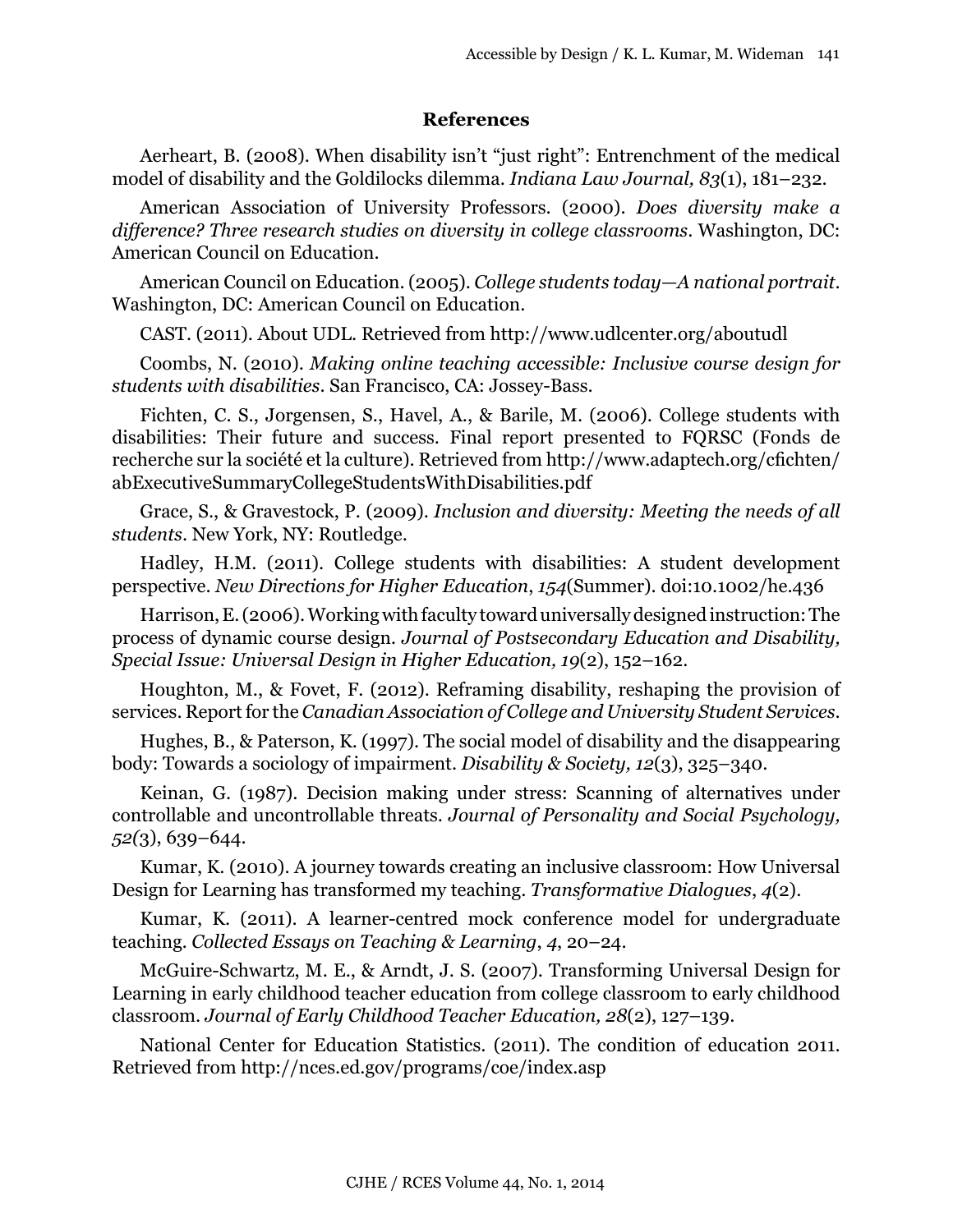## References

Aerheart, B. (2008). When disability isn't "just right": Entrenchment of the medical model of disability and the Goldilocks dilemma. *Indiana Law Journal, 83*(1), 181–232.

American Association of University Professors. (2000). *Does diversity make a difference? Three research studies on diversity in college classrooms*. Washington, DC: American Council on Education.

American Council on Education. (2005). *College students today—A national portrait*. Washington, DC: American Council on Education.

CAST. (2011). About UDL. Retrieved from http://www.udlcenter.org/aboutudl

Coombs, N. (2010). *Making online teaching accessible: Inclusive course design for students with disabilities*. San Francisco, CA: Jossey-Bass.

Fichten, C. S., Jorgensen, S., Havel, A., & Barile, M. (2006). College students with disabilities: Their future and success. Final report presented to FQRSC (Fonds de recherche sur la société et la culture). Retrieved from http://www.adaptech.org/cfichten/abExecutiveSummaryCollegeStudentsWithDisabilities.pdf

Grace, S., & Gravestock, P. (2009). *Inclusion and diversity: Meeting the needs of all students*. New York, NY: Routledge.

Hadley, H.M. (2011). College students with disabilities: A student development perspective. *New Directions for Higher Education*, *154*(Summer). doi:10.1002/he.436

Harrison, E. (2006). Working with faculty toward universally designed instruction: The process of dynamic course design. *Journal of Postsecondary Education and Disability, Special Issue: Universal Design in Higher Education, 19*(2), 152–162.

Houghton, M., & Fovet, F. (2012). Reframing disability, reshaping the provision of services. Report for the *Canadian Association of College and University Student Services*.

Hughes, B., & Paterson, K. (1997). The social model of disability and the disappearing body: Towards a sociology of impairment. *Disability & Society, 12*(3), 325–340.

Keinan, G. (1987). Decision making under stress: Scanning of alternatives under controllable and uncontrollable threats. *Journal of Personality and Social Psychology, 52(*3), 639–644.

Kumar, K. (2010). A journey towards creating an inclusive classroom: How Universal Design for Learning has transformed my teaching. *Transformative Dialogues*, *4*(2).

Kumar, K. (2011). A learner-centred mock conference model for undergraduate teaching. *Collected Essays on Teaching & Learning*, *4*, 20–24.

McGuire-Schwartz, M. E., & Arndt, J. S. (2007). Transforming Universal Design for Learning in early childhood teacher education from college classroom to early childhood classroom. *Journal of Early Childhood Teacher Education, 28*(2), 127–139.

National Center for Education Statistics. (2011). The condition of education 2011. Retrieved from http://nces.ed.gov/programs/coe/index.asp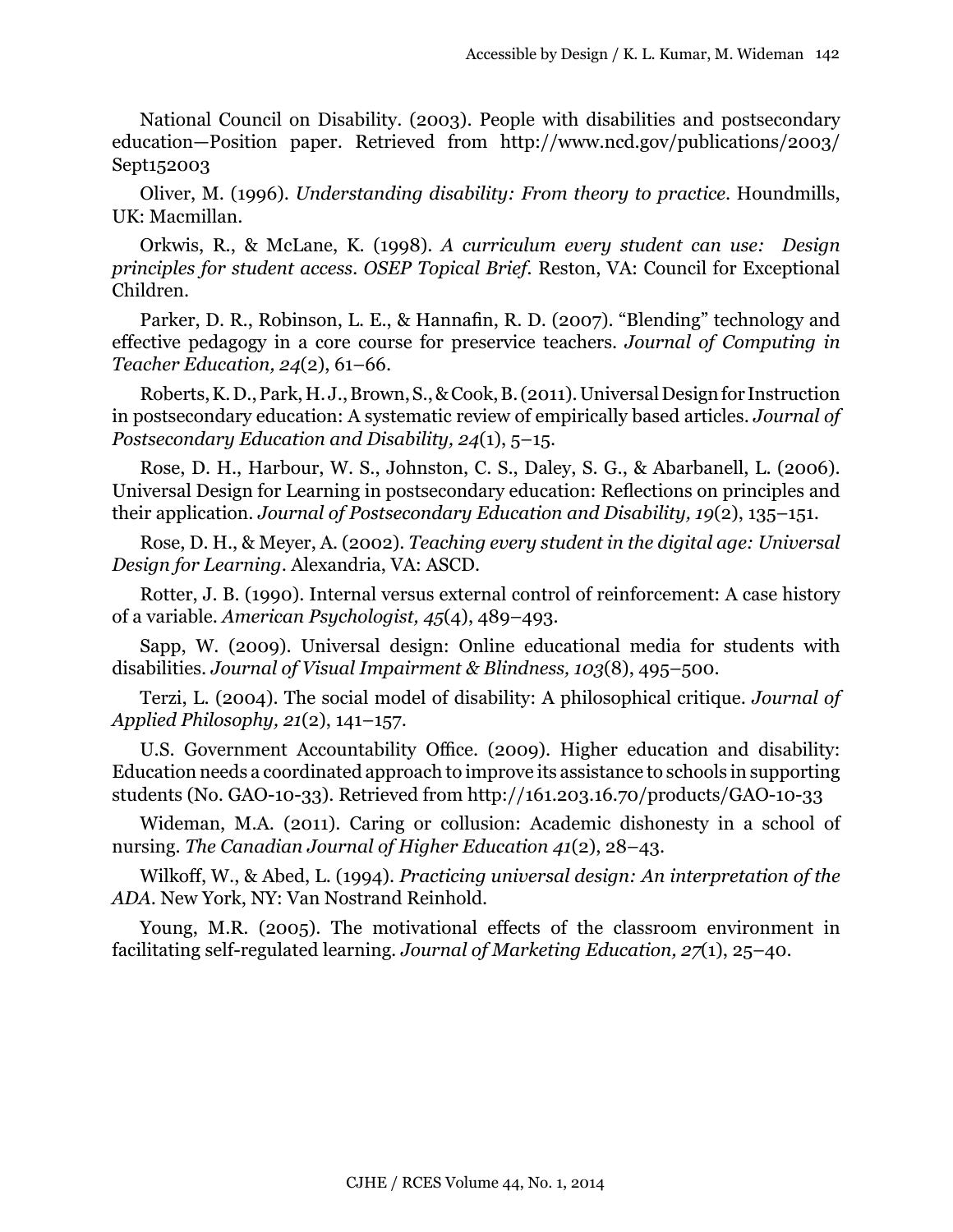National Council on Disability. (2003). People with disabilities and postsecondary education—Position paper. Retrieved from http://www.ncd.gov/publications/2003/Sept152003

Oliver, M. (1996). *Understanding disability: From theory to practice*. Houndmills, UK: Macmillan.

Orkwis, R., & McLane, K. (1998). *A curriculum every student can use: Design principles for student access. OSEP Topical Brief.* Reston, VA: Council for Exceptional Children.

Parker, D. R., Robinson, L. E., & Hannafin, R. D. (2007). "Blending" technology and effective pedagogy in a core course for preservice teachers. *Journal of Computing in Teacher Education, 24*(2), 61–66.

Roberts, K. D., Park, H. J., Brown, S., & Cook, B. (2011). Universal Design for Instruction in postsecondary education: A systematic review of empirically based articles. *Journal of Postsecondary Education and Disability, 24*(1), 5–15.

Rose, D. H., Harbour, W. S., Johnston, C. S., Daley, S. G., & Abarbanell, L. (2006). Universal Design for Learning in postsecondary education: Reflections on principles and their application. *Journal of Postsecondary Education and Disability, 19*(2), 135–151.

Rose, D. H., & Meyer, A. (2002). *Teaching every student in the digital age: Universal Design for Learning*. Alexandria, VA: ASCD.

Rotter, J. B. (1990). Internal versus external control of reinforcement: A case history of a variable. *American Psychologist, 45*(4), 489–493.

Sapp, W. (2009). Universal design: Online educational media for students with disabilities. *Journal of Visual Impairment & Blindness, 103*(8), 495–500.

Terzi, L. (2004). The social model of disability: A philosophical critique. *Journal of Applied Philosophy, 21*(2), 141–157.

U.S. Government Accountability Office. (2009). Higher education and disability: Education needs a coordinated approach to improve its assistance to schools in supporting students (No. GAO-10-33). Retrieved from http://161.203.16.70/products/GAO-10-33

Wideman, M.A. (2011). Caring or collusion: Academic dishonesty in a school of nursing. *The Canadian Journal of Higher Education 41*(2), 28–43.

Wilkoff, W., & Abed, L. (1994). *Practicing universal design: An interpretation of the ADA*. New York, NY: Van Nostrand Reinhold.

Young, M.R. (2005). The motivational effects of the classroom environment in facilitating self-regulated learning. *Journal of Marketing Education, 27*(1), 25–40.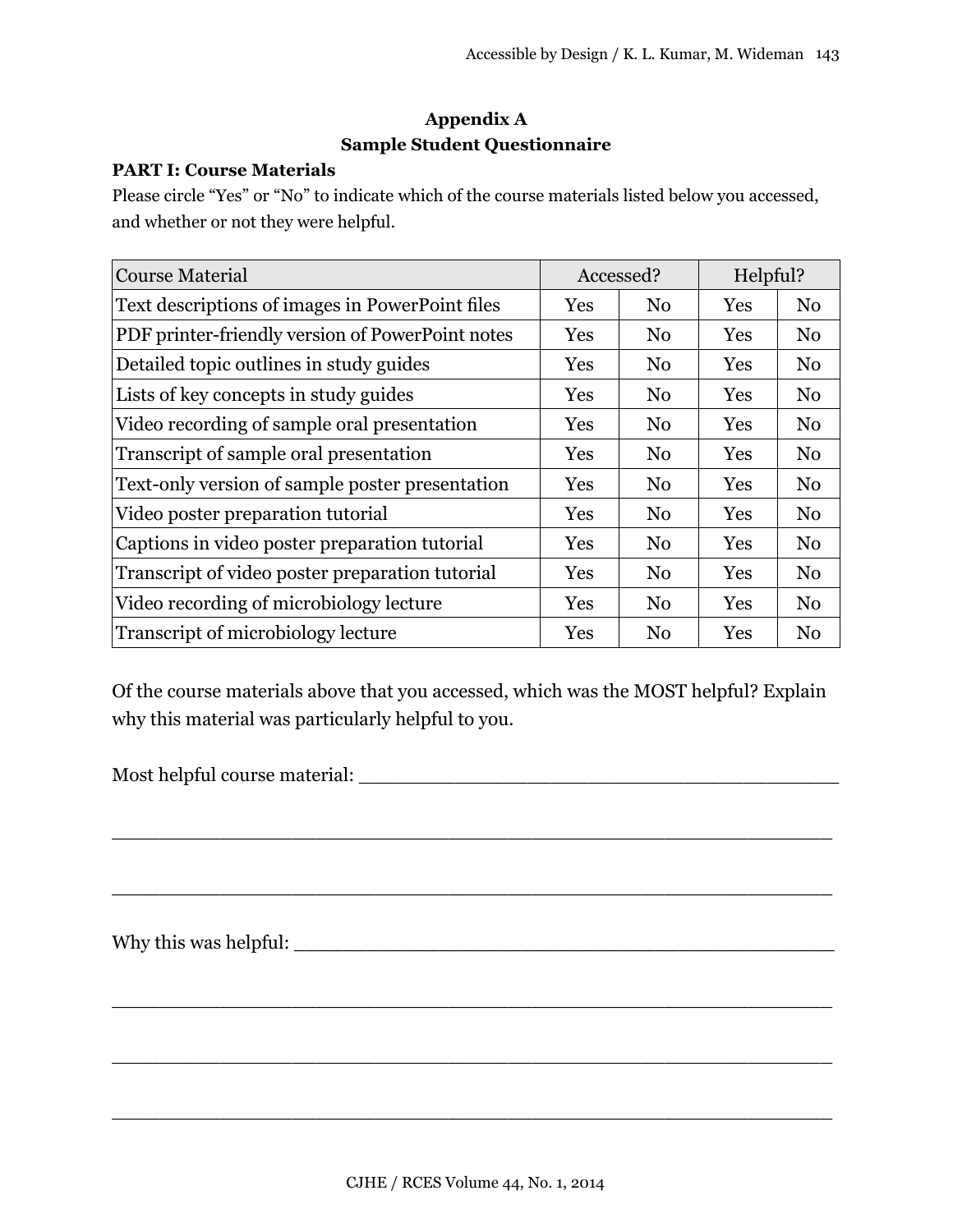## Appendix A
## Sample Student Questionnaire

**PART I: Course Materials**

Please circle "Yes" or "No" to indicate which of the course materials listed below you accessed, and whether or not they were helpful.

| Course Material | Accessed? | | Helpful? | |
|---|---|---|---|---|
| Text descriptions of images in PowerPoint files | Yes | No | Yes | No |
| PDF printer-friendly version of PowerPoint notes | Yes | No | Yes | No |
| Detailed topic outlines in study guides | Yes | No | Yes | No |
| Lists of key concepts in study guides | Yes | No | Yes | No |
| Video recording of sample oral presentation | Yes | No | Yes | No |
| Transcript of sample oral presentation | Yes | No | Yes | No |
| Text-only version of sample poster presentation | Yes | No | Yes | No |
| Video poster preparation tutorial | Yes | No | Yes | No |
| Captions in video poster preparation tutorial | Yes | No | Yes | No |
| Transcript of video poster preparation tutorial | Yes | No | Yes | No |
| Video recording of microbiology lecture | Yes | No | Yes | No |
| Transcript of microbiology lecture | Yes | No | Yes | No |

Of the course materials above that you accessed, which was the MOST helpful? Explain why this material was particularly helpful to you.

Most helpful course material: ___________________________________________

_____________________________________________________________

_____________________________________________________________

Why this was helpful: ________________________________________________

_____________________________________________________________

_____________________________________________________________

_____________________________________________________________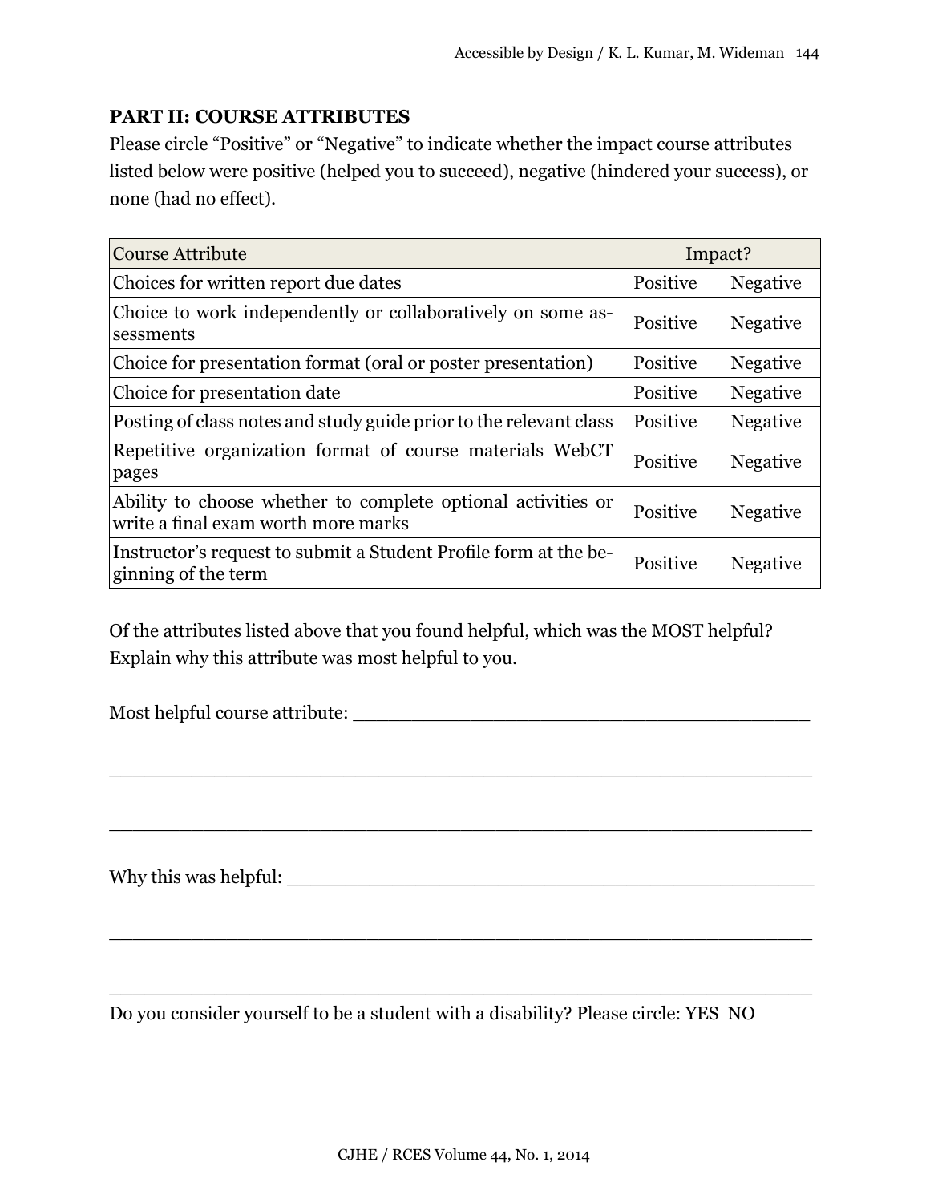**PART II: COURSE ATTRIBUTES**

Please circle “Positive” or “Negative” to indicate whether the impact course attributes listed below were positive (helped you to succeed), negative (hindered your success), or none (had no effect).

| Course Attribute | Impact? | |
|---|---|---|
| Choices for written report due dates | Positive | Negative |
| Choice to work independently or collaboratively on some assessments | Positive | Negative |
| Choice for presentation format (oral or poster presentation) | Positive | Negative |
| Choice for presentation date | Positive | Negative |
| Posting of class notes and study guide prior to the relevant class | Positive | Negative |
| Repetitive organization format of course materials WebCT pages | Positive | Negative |
| Ability to choose whether to complete optional activities or write a final exam worth more marks | Positive | Negative |
| Instructor’s request to submit a Student Profile form at the beginning of the term | Positive | Negative |

Of the attributes listed above that you found helpful, which was the MOST helpful? Explain why this attribute was most helpful to you.

Most helpful course attribute: _______________________________________

_______________________________________________________________

_______________________________________________________________

Why this was helpful: _____________________________________________

_______________________________________________________________

_______________________________________________________________

Do you consider yourself to be a student with a disability? Please circle: YES NO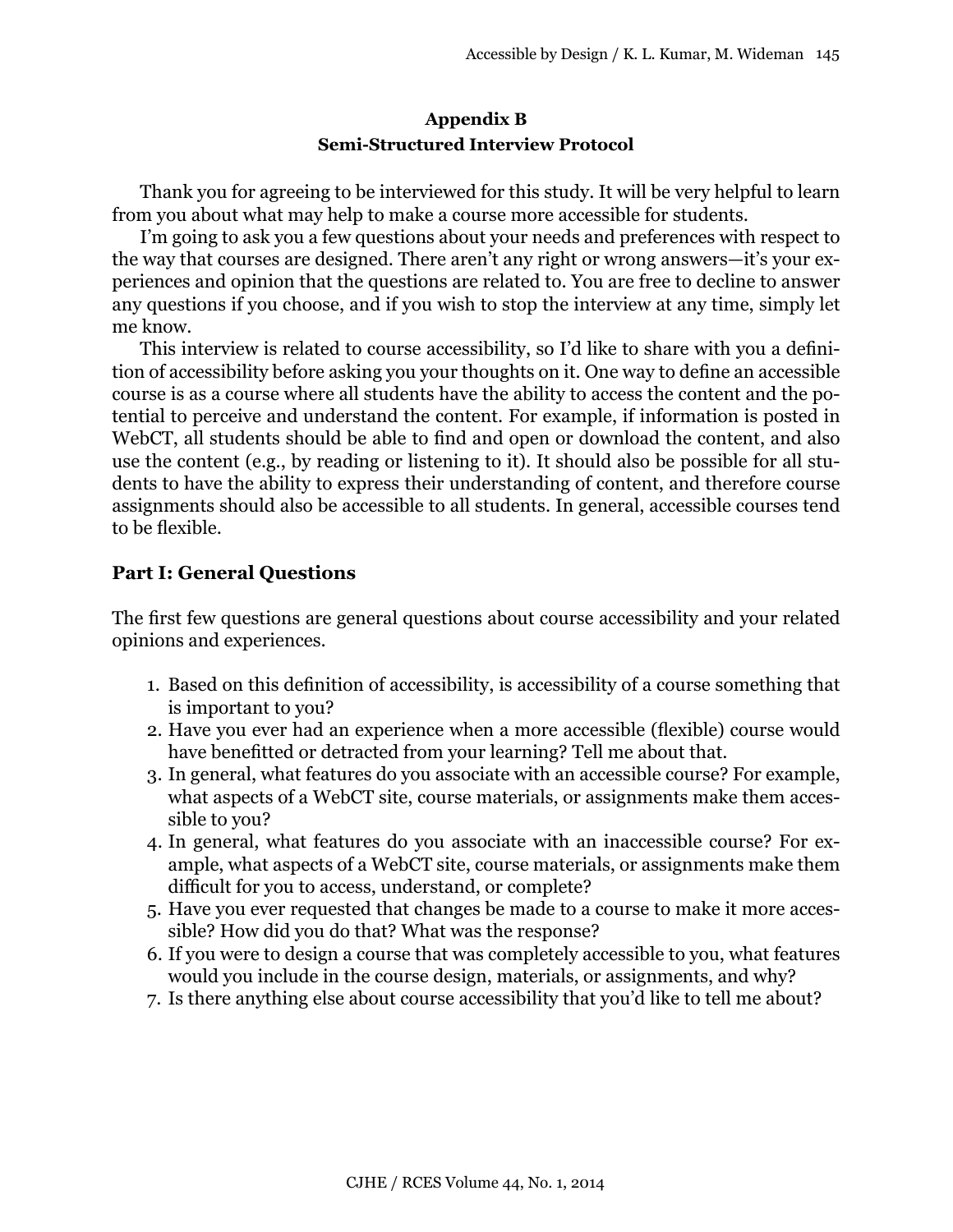## Appendix B
## Semi-Structured Interview Protocol

Thank you for agreeing to be interviewed for this study. It will be very helpful to learn from you about what may help to make a course more accessible for students.

I'm going to ask you a few questions about your needs and preferences with respect to the way that courses are designed. There aren't any right or wrong answers—it's your experiences and opinion that the questions are related to. You are free to decline to answer any questions if you choose, and if you wish to stop the interview at any time, simply let me know.

This interview is related to course accessibility, so I'd like to share with you a definition of accessibility before asking you your thoughts on it. One way to define an accessible course is as a course where all students have the ability to access the content and the potential to perceive and understand the content. For example, if information is posted in WebCT, all students should be able to find and open or download the content, and also use the content (e.g., by reading or listening to it). It should also be possible for all students to have the ability to express their understanding of content, and therefore course assignments should also be accessible to all students. In general, accessible courses tend to be flexible.

### Part I: General Questions

The first few questions are general questions about course accessibility and your related opinions and experiences.

1. Based on this definition of accessibility, is accessibility of a course something that is important to you?
2. Have you ever had an experience when a more accessible (flexible) course would have benefitted or detracted from your learning? Tell me about that.
3. In general, what features do you associate with an accessible course? For example, what aspects of a WebCT site, course materials, or assignments make them accessible to you?
4. In general, what features do you associate with an inaccessible course? For example, what aspects of a WebCT site, course materials, or assignments make them difficult for you to access, understand, or complete?
5. Have you ever requested that changes be made to a course to make it more accessible? How did you do that? What was the response?
6. If you were to design a course that was completely accessible to you, what features would you include in the course design, materials, or assignments, and why?
7. Is there anything else about course accessibility that you'd like to tell me about?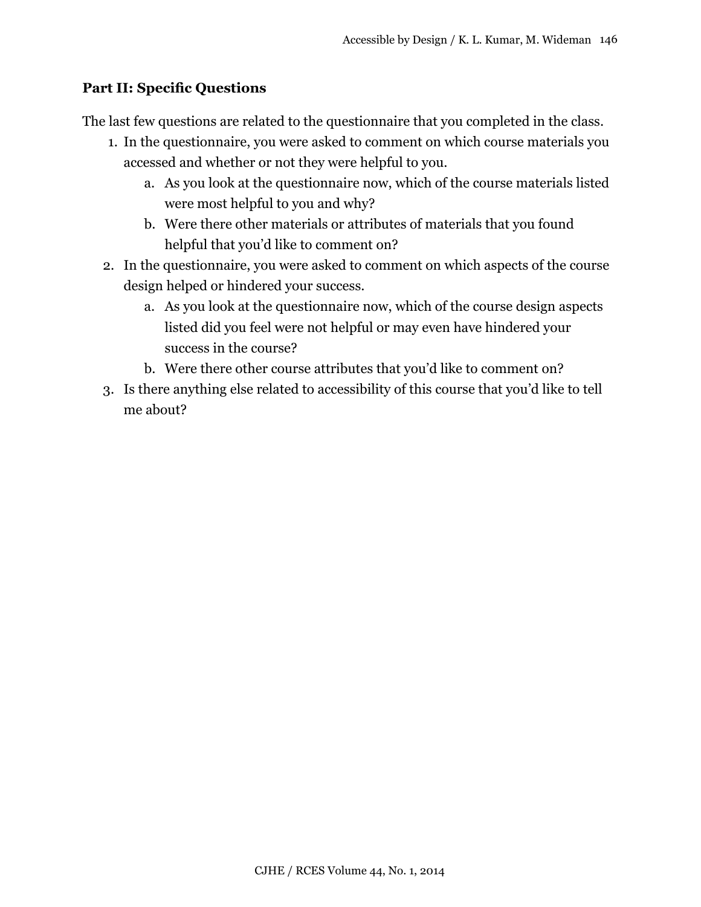### Part II: Specific Questions

The last few questions are related to the questionnaire that you completed in the class.

1. In the questionnaire, you were asked to comment on which course materials you accessed and whether or not they were helpful to you.
   a. As you look at the questionnaire now, which of the course materials listed were most helpful to you and why?
   b. Were there other materials or attributes of materials that you found helpful that you'd like to comment on?
2. In the questionnaire, you were asked to comment on which aspects of the course design helped or hindered your success.
   a. As you look at the questionnaire now, which of the course design aspects listed did you feel were not helpful or may even have hindered your success in the course?
   b. Were there other course attributes that you'd like to comment on?
3. Is there anything else related to accessibility of this course that you'd like to tell me about?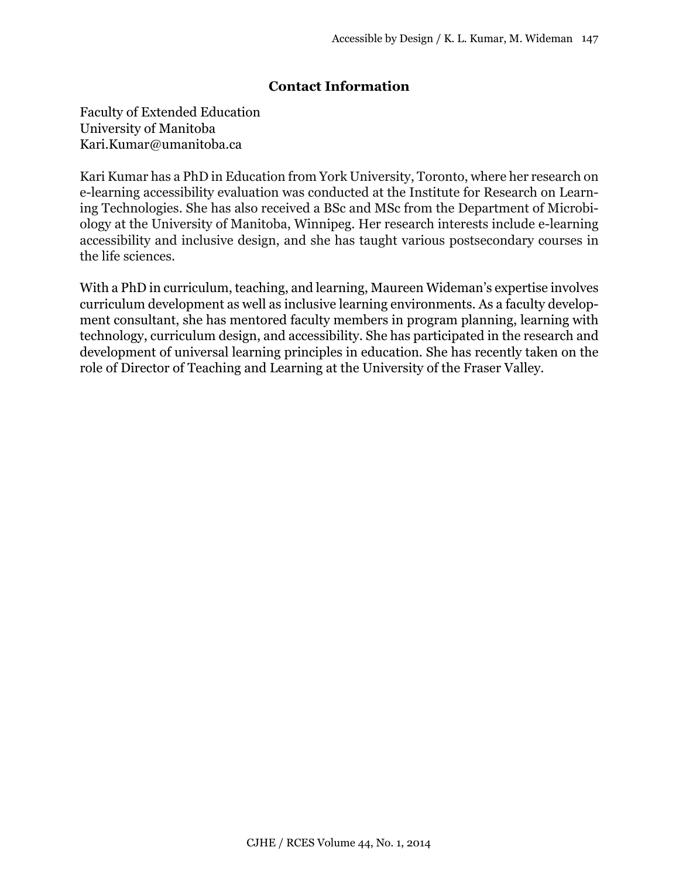## Contact Information

Faculty of Extended Education
University of Manitoba
Kari.Kumar@umanitoba.ca

Kari Kumar has a PhD in Education from York University, Toronto, where her research on e-learning accessibility evaluation was conducted at the Institute for Research on Learning Technologies. She has also received a BSc and MSc from the Department of Microbiology at the University of Manitoba, Winnipeg. Her research interests include e-learning accessibility and inclusive design, and she has taught various postsecondary courses in the life sciences.

With a PhD in curriculum, teaching, and learning, Maureen Wideman's expertise involves curriculum development as well as inclusive learning environments. As a faculty development consultant, she has mentored faculty members in program planning, learning with technology, curriculum design, and accessibility. She has participated in the research and development of universal learning principles in education. She has recently taken on the role of Director of Teaching and Learning at the University of the Fraser Valley.